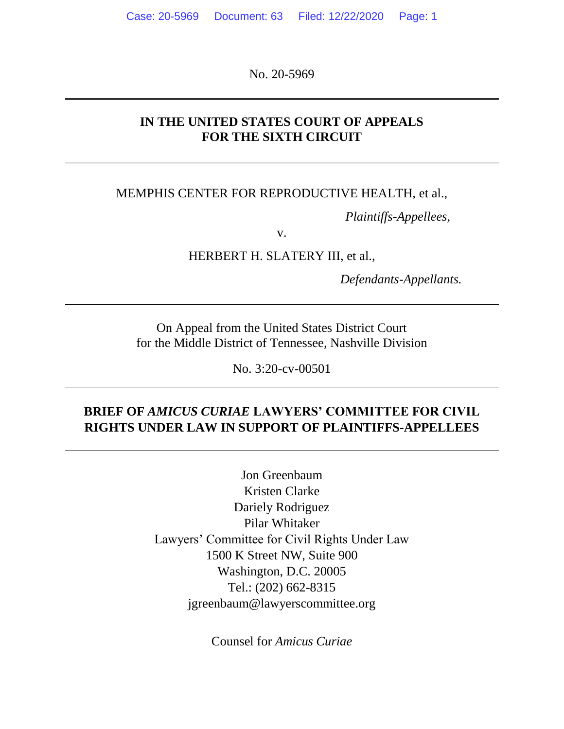No. 20-5969

---

**IN THE UNITED STATES COURT OF APPEALS**
**FOR THE SIXTH CIRCUIT**

---

MEMPHIS CENTER FOR REPRODUCTIVE HEALTH, et al.,

*Plaintiffs-Appellees,*

v.

HERBERT H. SLATERY III, et al.,

*Defendants-Appellants.*

---

On Appeal from the United States District Court
for the Middle District of Tennessee, Nashville Division

No. 3:20-cv-00501

---

**BRIEF OF *AMICUS CURIAE* LAWYERS' COMMITTEE FOR CIVIL RIGHTS UNDER LAW IN SUPPORT OF PLAINTIFFS-APPELLEES**

---

Jon Greenbaum
Kristen Clarke
Dariely Rodriguez
Pilar Whitaker
Lawyers' Committee for Civil Rights Under Law
1500 K Street NW, Suite 900
Washington, D.C. 20005
Tel.: (202) 662-8315
jgreenbaum@lawyerscommittee.org

Counsel for *Amicus Curiae*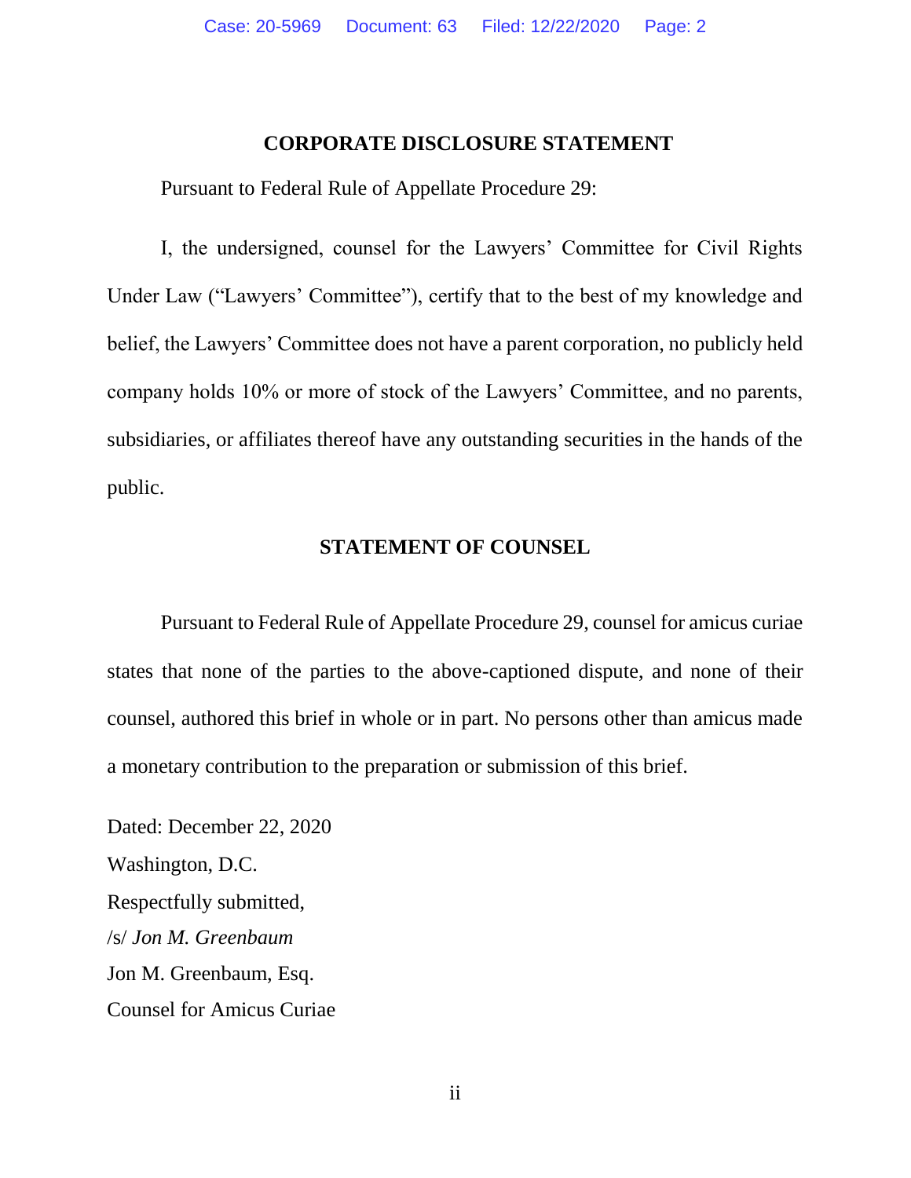## CORPORATE DISCLOSURE STATEMENT

Pursuant to Federal Rule of Appellate Procedure 29:

I, the undersigned, counsel for the Lawyers' Committee for Civil Rights Under Law ("Lawyers' Committee"), certify that to the best of my knowledge and belief, the Lawyers' Committee does not have a parent corporation, no publicly held company holds 10% or more of stock of the Lawyers' Committee, and no parents, subsidiaries, or affiliates thereof have any outstanding securities in the hands of the public.

## STATEMENT OF COUNSEL

Pursuant to Federal Rule of Appellate Procedure 29, counsel for amicus curiae states that none of the parties to the above-captioned dispute, and none of their counsel, authored this brief in whole or in part. No persons other than amicus made a monetary contribution to the preparation or submission of this brief.

Dated: December 22, 2020

Washington, D.C.

Respectfully submitted,

/s/ *Jon M. Greenbaum*

Jon M. Greenbaum, Esq.

Counsel for Amicus Curiae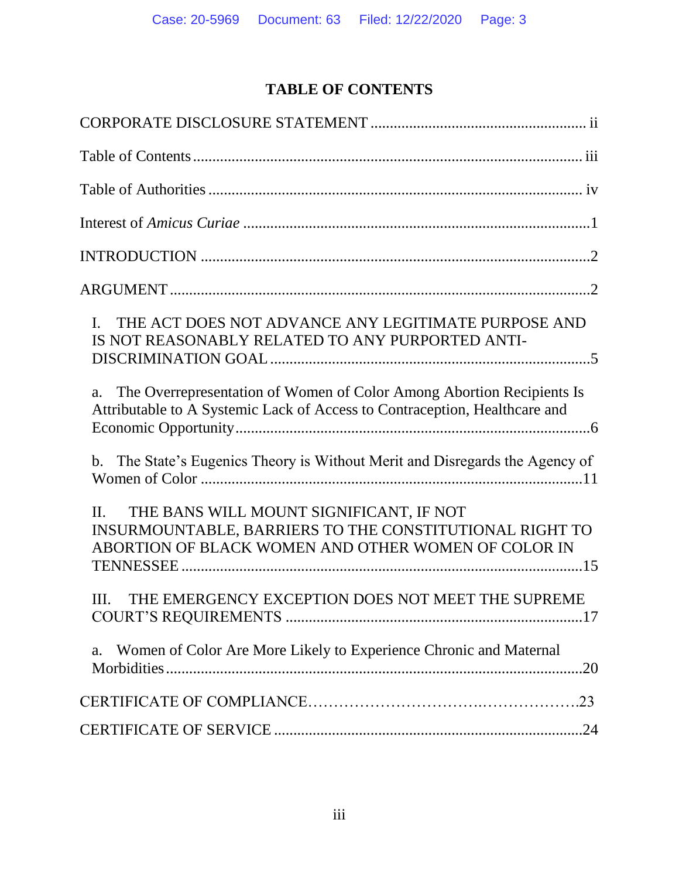# TABLE OF CONTENTS

CORPORATE DISCLOSURE STATEMENT ........................................................ ii

Table of Contents ........................................................................................ iii

Table of Authorities ..................................................................................... iv

Interest of *Amicus Curiae* ............................................................................1

INTRODUCTION .........................................................................................2

ARGUMENT .................................................................................................2

I. THE ACT DOES NOT ADVANCE ANY LEGITIMATE PURPOSE AND IS NOT REASONABLY RELATED TO ANY PURPORTED ANTI-DISCRIMINATION GOAL ..........................................................................5

a. The Overrepresentation of Women of Color Among Abortion Recipients Is Attributable to A Systemic Lack of Access to Contraception, Healthcare and Economic Opportunity ..............................................................................6

b. The State's Eugenics Theory is Without Merit and Disregards the Agency of Women of Color .....................................................................................11

II. THE BANS WILL MOUNT SIGNIFICANT, IF NOT INSURMOUNTABLE, BARRIERS TO THE CONSTITUTIONAL RIGHT TO ABORTION OF BLACK WOMEN AND OTHER WOMEN OF COLOR IN TENNESSEE .........................................................................................15

III. THE EMERGENCY EXCEPTION DOES NOT MEET THE SUPREME COURT'S REQUIREMENTS ...............................................................17

a. Women of Color Are More Likely to Experience Chronic and Maternal Morbidities ..................................................................................................20

CERTIFICATE OF COMPLIANCE....................................................23

CERTIFICATE OF SERVICE .....................................................................24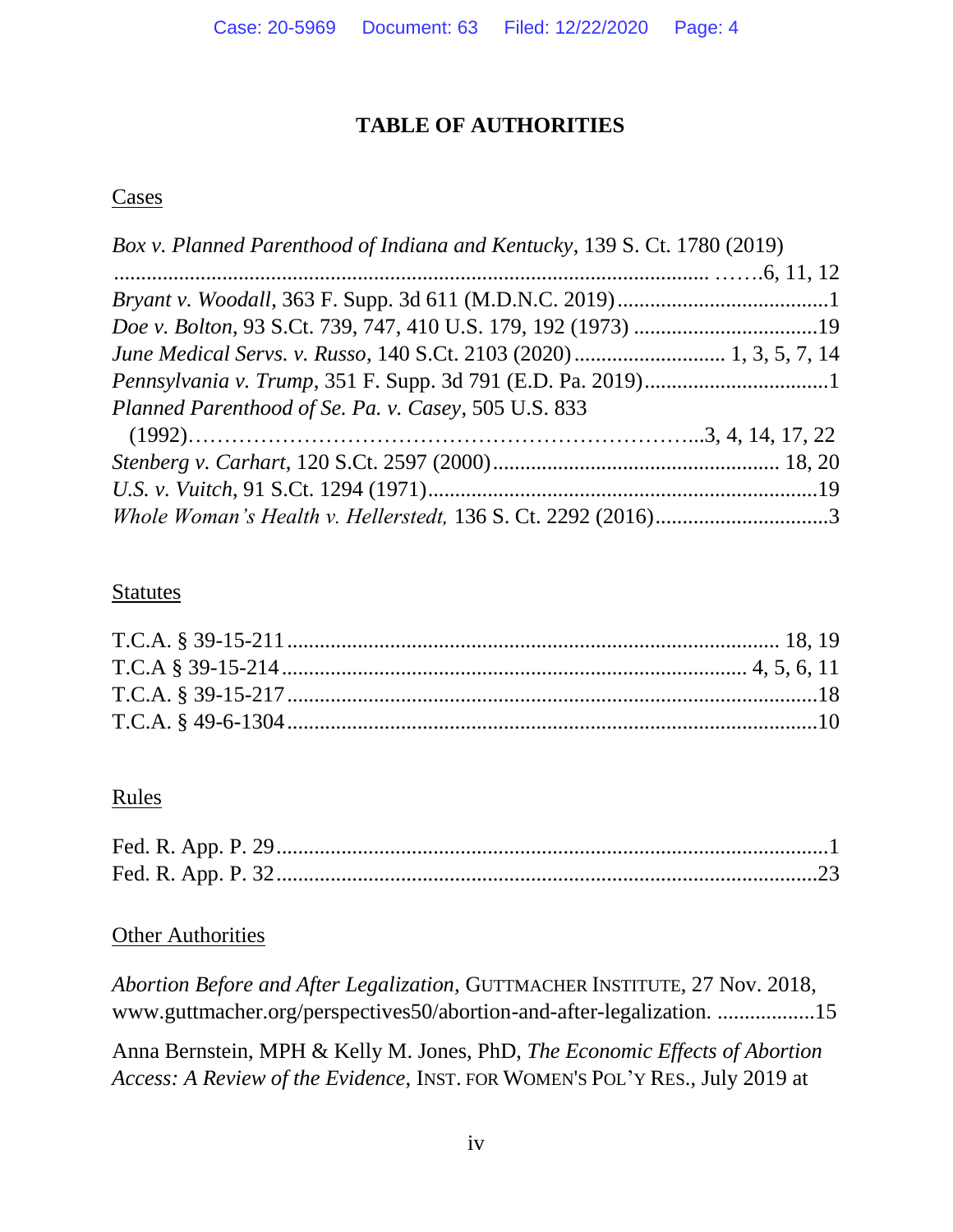# TABLE OF AUTHORITIES

## Cases

*Box v. Planned Parenthood of Indiana and Kentucky*, 139 S. Ct. 1780 (2019) ....................................................................................................... …….6, 11, 12

*Bryant v. Woodall*, 363 F. Supp. 3d 611 (M.D.N.C. 2019) .......................................1

*Doe v. Bolton*, 93 S.Ct. 739, 747, 410 U.S. 179, 192 (1973) ..................................19

*June Medical Servs. v. Russo*, 140 S.Ct. 2103 (2020) ........................... 1, 3, 5, 7, 14

*Pennsylvania v. Trump*, 351 F. Supp. 3d 791 (E.D. Pa. 2019) ..................................1

*Planned Parenthood of Se. Pa. v. Casey*, 505 U.S. 833 (1992)…………………………………………………………...3, 4, 14, 17, 22

*Stenberg v. Carhart*, 120 S.Ct. 2597 (2000) .................................................... 18, 20

*U.S. v. Vuitch*, 91 S.Ct. 1294 (1971) .......................................................................19

*Whole Woman's Health v. Hellerstedt,* 136 S. Ct. 2292 (2016) ................................3

## Statutes

T.C.A. § 39-15-211 ......................................................................................... 18, 19

T.C.A § 39-15-214 .................................................................................... 4, 5, 6, 11

T.C.A. § 39-15-217 ..................................................................................................18

T.C.A. § 49-6-1304 .................................................................................................10

## Rules

Fed. R. App. P. 29 .....................................................................................................1

Fed. R. App. P. 32 ...................................................................................................23

## Other Authorities

*Abortion Before and After Legalization*, GUTTMACHER INSTITUTE, 27 Nov. 2018, www.guttmacher.org/perspectives50/abortion-and-after-legalization. ..................15

Anna Bernstein, MPH & Kelly M. Jones, PhD, *The Economic Effects of Abortion Access: A Review of the Evidence*, INST. FOR WOMEN'S POL'Y RES., July 2019 at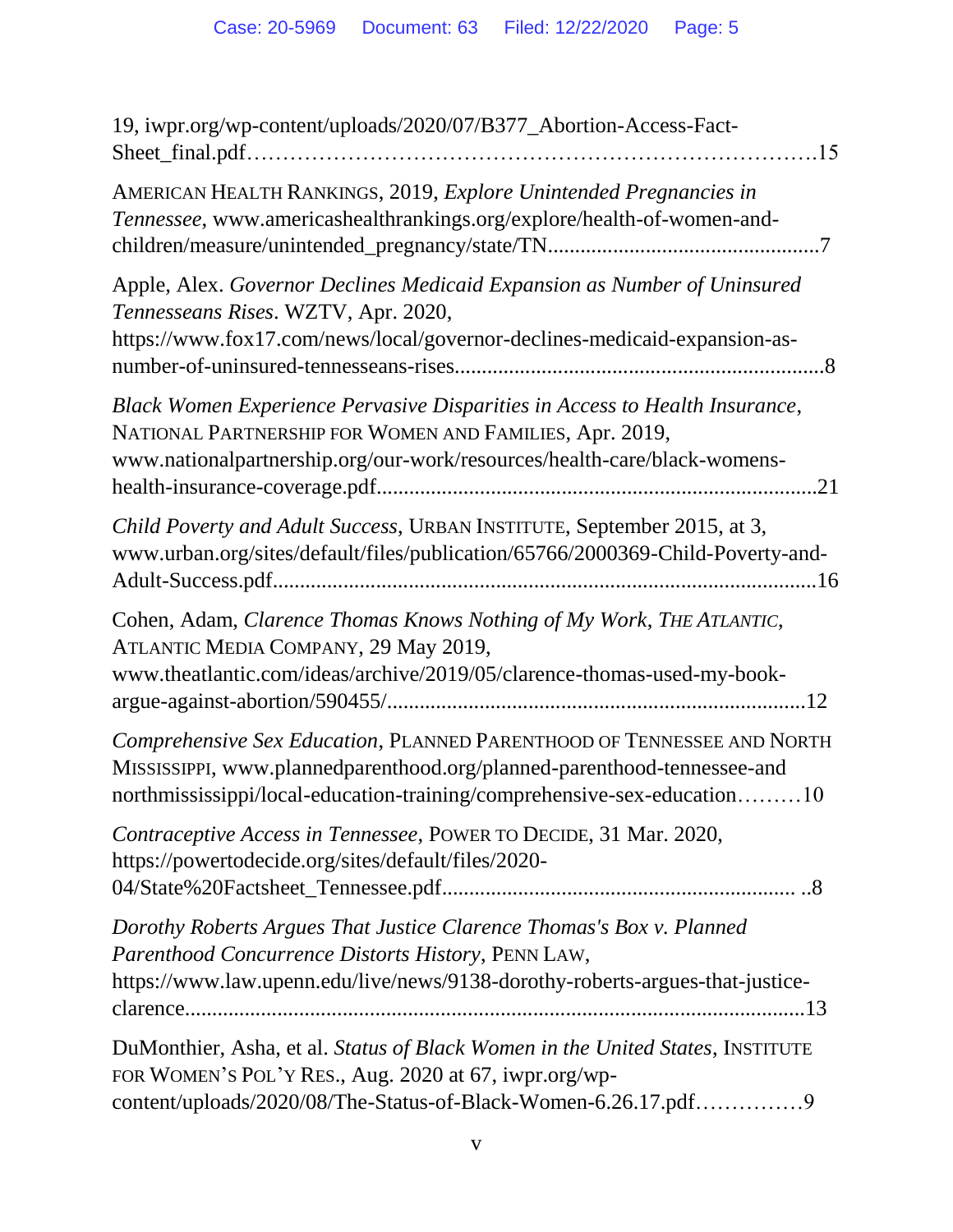19, iwpr.org/wp-content/uploads/2020/07/B377_Abortion-Access-Fact-Sheet_final.pdf……………………………………………………………………15

AMERICAN HEALTH RANKINGS, 2019, *Explore Unintended Pregnancies in Tennessee*, www.americashealthrankings.org/explore/health-of-women-and-children/measure/unintended_pregnancy/state/TN................................................7

Apple, Alex. *Governor Declines Medicaid Expansion as Number of Uninsured Tennesseans Rises*. WZTV, Apr. 2020, https://www.fox17.com/news/local/governor-declines-medicaid-expansion-as-number-of-uninsured-tennesseans-rises..................................................................8

*Black Women Experience Pervasive Disparities in Access to Health Insurance*, NATIONAL PARTNERSHIP FOR WOMEN AND FAMILIES, Apr. 2019, www.nationalpartnership.org/our-work/resources/health-care/black-womens-health-insurance-coverage.pdf..............................................................................21

*Child Poverty and Adult Success*, URBAN INSTITUTE, September 2015, at 3, www.urban.org/sites/default/files/publication/65766/2000369-Child-Poverty-and-Adult-Success.pdf..................................................................................................16

Cohen, Adam, *Clarence Thomas Knows Nothing of My Work*, *THE ATLANTIC*, ATLANTIC MEDIA COMPANY, 29 May 2019, www.theatlantic.com/ideas/archive/2019/05/clarence-thomas-used-my-book-argue-against-abortion/590455/...........................................................................12

*Comprehensive Sex Education*, PLANNED PARENTHOOD OF TENNESSEE AND NORTH MISSISSIPPI, www.plannedparenthood.org/planned-parenthood-tennessee-and northmississippi/local-education-training/comprehensive-sex-education………10

*Contraceptive Access in Tennessee*, POWER TO DECIDE, 31 Mar. 2020, https://powertodecide.org/sites/default/files/2020-04/State%20Factsheet_Tennessee.pdf................................................................ ..8

*Dorothy Roberts Argues That Justice Clarence Thomas's Box v. Planned Parenthood Concurrence Distorts History*, PENN LAW, https://www.law.upenn.edu/live/news/9138-dorothy-roberts-argues-that-justice-clarence..................................................................................................................13

DuMonthier, Asha, et al. *Status of Black Women in the United States*, INSTITUTE FOR WOMEN'S POL'Y RES., Aug. 2020 at 67, iwpr.org/wp-content/uploads/2020/08/The-Status-of-Black-Women-6.26.17.pdf……………9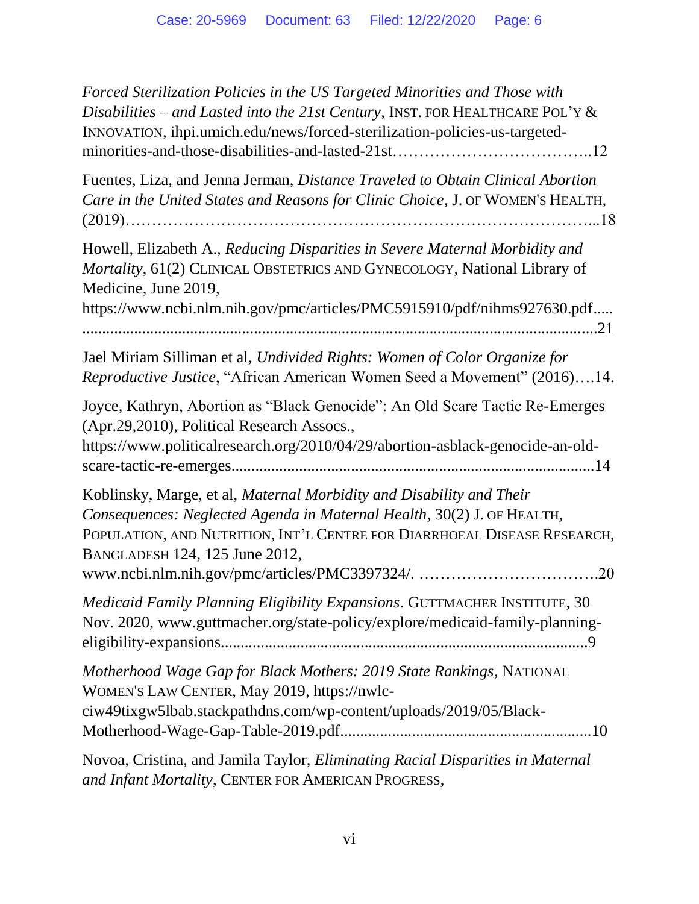*Forced Sterilization Policies in the US Targeted Minorities and Those with Disabilities – and Lasted into the 21st Century*, INST. FOR HEALTHCARE POL'Y & INNOVATION, ihpi.umich.edu/news/forced-sterilization-policies-us-targeted-minorities-and-those-disabilities-and-lasted-21st……………………………...12

Fuentes, Liza, and Jenna Jerman, *Distance Traveled to Obtain Clinical Abortion Care in the United States and Reasons for Clinic Choice*, J. OF WOMEN'S HEALTH, (2019)…………………………………………………………………………...18

Howell, Elizabeth A., *Reducing Disparities in Severe Maternal Morbidity and Mortality*, 61(2) CLINICAL OBSTETRICS AND GYNECOLOGY, National Library of Medicine, June 2019, https://www.ncbi.nlm.nih.gov/pmc/articles/PMC5915910/pdf/nihms927630.pdf..........................................................................................................................21

Jael Miriam Silliman et al, *Undivided Rights: Women of Color Organize for Reproductive Justice*, "African American Women Seed a Movement" (2016)….14.

Joyce, Kathryn, Abortion as "Black Genocide": An Old Scare Tactic Re-Emerges (Apr.29,2010), Political Research Assocs., https://www.politicalresearch.org/2010/04/29/abortion-asblack-genocide-an-old-scare-tactic-re-emerges..........................................................................................14

Koblinsky, Marge, et al, *Maternal Morbidity and Disability and Their Consequences: Neglected Agenda in Maternal Health*, 30(2) J. OF HEALTH, POPULATION, AND NUTRITION, INT'L CENTRE FOR DIARRHOEAL DISEASE RESEARCH, BANGLADESH 124, 125 June 2012, www.ncbi.nlm.nih.gov/pmc/articles/PMC3397324/. ……………………………..20

*Medicaid Family Planning Eligibility Expansions*. GUTTMACHER INSTITUTE, 30 Nov. 2020, www.guttmacher.org/state-policy/explore/medicaid-family-planning-eligibility-expansions..........................................................................................9

*Motherhood Wage Gap for Black Mothers: 2019 State Rankings*, NATIONAL WOMEN'S LAW CENTER, May 2019, https://nwlc-ciw49tixgw5lbab.stackpathdns.com/wp-content/uploads/2019/05/Black-Motherhood-Wage-Gap-Table-2019.pdf...............................................................10

Novoa, Cristina, and Jamila Taylor, *Eliminating Racial Disparities in Maternal and Infant Mortality*, CENTER FOR AMERICAN PROGRESS,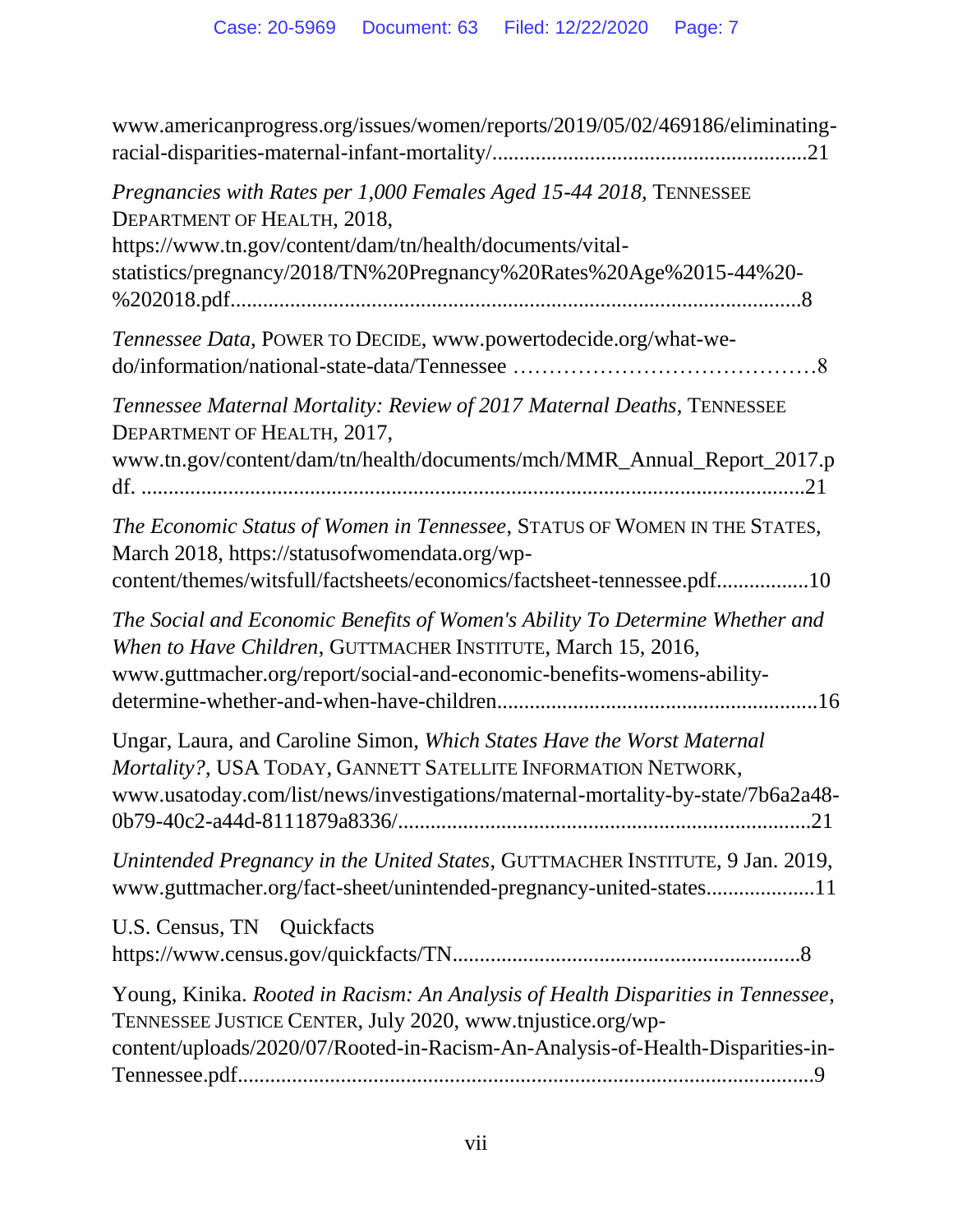www.americanprogress.org/issues/women/reports/2019/05/02/469186/eliminating-racial-disparities-maternal-infant-mortality/..........................................................21

*Pregnancies with Rates per 1,000 Females Aged 15-44 2018*, TENNESSEE DEPARTMENT OF HEALTH, 2018, https://www.tn.gov/content/dam/tn/health/documents/vital-statistics/pregnancy/2018/TN%20Pregnancy%20Rates%20Age%2015-44%20-%202018.pdf.......................................................................................................8

*Tennessee Data*, POWER TO DECIDE, www.powertodecide.org/what-we-do/information/national-state-data/Tennessee ……………………………………8

*Tennessee Maternal Mortality: Review of 2017 Maternal Deaths*, TENNESSEE DEPARTMENT OF HEALTH, 2017, www.tn.gov/content/dam/tn/health/documents/mch/MMR_Annual_Report_2017.pdf. .........................................................................................................................21

*The Economic Status of Women in Tennessee*, STATUS OF WOMEN IN THE STATES, March 2018, https://statusofwomendata.org/wp-content/themes/witsfull/factsheets/economics/factsheet-tennessee.pdf.................10

*The Social and Economic Benefits of Women's Ability To Determine Whether and When to Have Children*, GUTTMACHER INSTITUTE, March 15, 2016, www.guttmacher.org/report/social-and-economic-benefits-womens-ability-determine-whether-and-when-have-children..........................................................16

Ungar, Laura, and Caroline Simon, *Which States Have the Worst Maternal Mortality?*, USA TODAY, GANNETT SATELLITE INFORMATION NETWORK, www.usatoday.com/list/news/investigations/maternal-mortality-by-state/7b6a2a48-0b79-40c2-a44d-8111879a8336/...........................................................................21

*Unintended Pregnancy in the United States*, GUTTMACHER INSTITUTE, 9 Jan. 2019, www.guttmacher.org/fact-sheet/unintended-pregnancy-united-states....................11

U.S. Census, TN Quickfacts https://www.census.gov/quickfacts/TN...............................................................8

Young, Kinika. *Rooted in Racism: An Analysis of Health Disparities in Tennessee*, TENNESSEE JUSTICE CENTER, July 2020, www.tnjustice.org/wp-content/uploads/2020/07/Rooted-in-Racism-An-Analysis-of-Health-Disparities-in-Tennessee.pdf.........................................................................................................9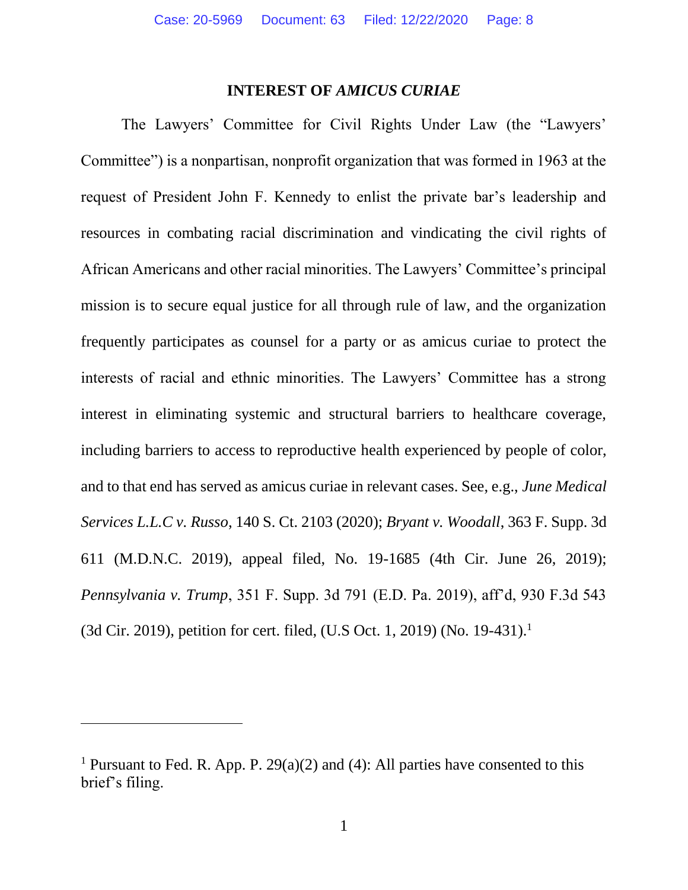## INTEREST OF *AMICUS CURIAE*

The Lawyers' Committee for Civil Rights Under Law (the "Lawyers' Committee") is a nonpartisan, nonprofit organization that was formed in 1963 at the request of President John F. Kennedy to enlist the private bar's leadership and resources in combating racial discrimination and vindicating the civil rights of African Americans and other racial minorities. The Lawyers' Committee's principal mission is to secure equal justice for all through rule of law, and the organization frequently participates as counsel for a party or as amicus curiae to protect the interests of racial and ethnic minorities. The Lawyers' Committee has a strong interest in eliminating systemic and structural barriers to healthcare coverage, including barriers to access to reproductive health experienced by people of color, and to that end has served as amicus curiae in relevant cases. See, e.g., *June Medical Services L.L.C v. Russo*, 140 S. Ct. 2103 (2020); *Bryant v. Woodall*, 363 F. Supp. 3d 611 (M.D.N.C. 2019), appeal filed, No. 19-1685 (4th Cir. June 26, 2019); *Pennsylvania v. Trump*, 351 F. Supp. 3d 791 (E.D. Pa. 2019), aff'd, 930 F.3d 543 (3d Cir. 2019), petition for cert. filed, (U.S Oct. 1, 2019) (No. 19-431).[1]

---

[1] Pursuant to Fed. R. App. P. 29(a)(2) and (4): All parties have consented to this brief's filing.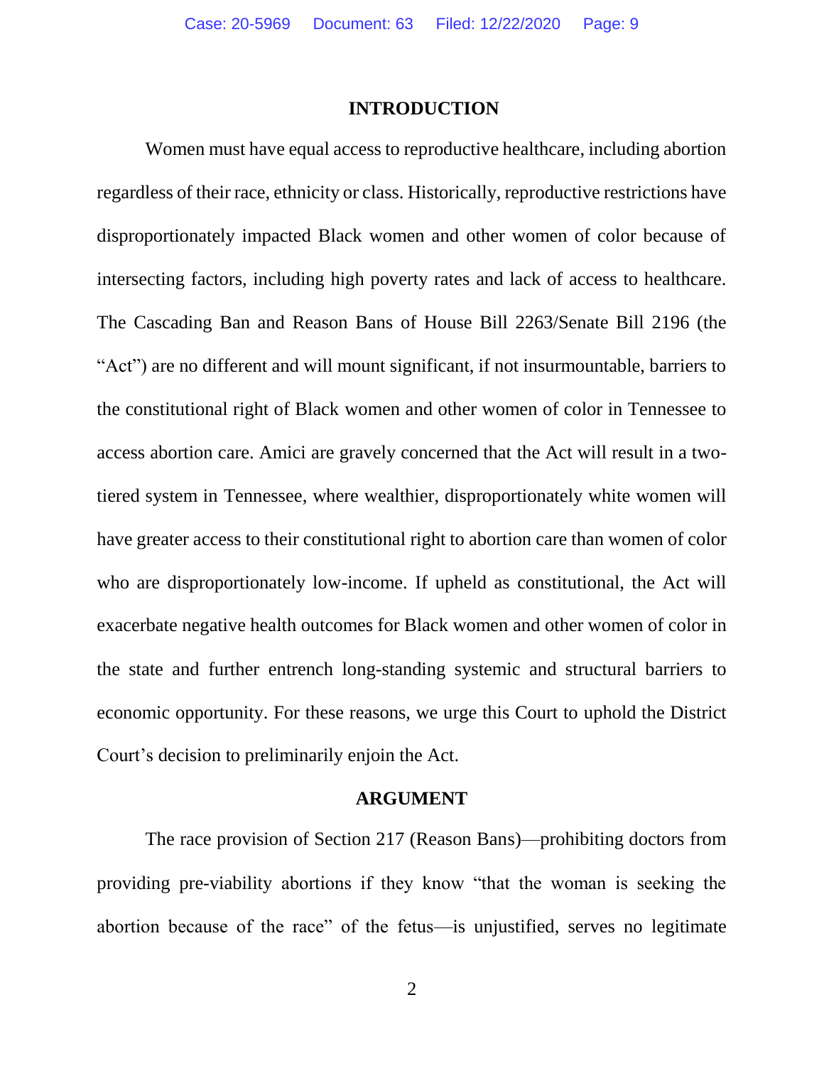## INTRODUCTION

Women must have equal access to reproductive healthcare, including abortion regardless of their race, ethnicity or class. Historically, reproductive restrictions have disproportionately impacted Black women and other women of color because of intersecting factors, including high poverty rates and lack of access to healthcare. The Cascading Ban and Reason Bans of House Bill 2263/Senate Bill 2196 (the "Act") are no different and will mount significant, if not insurmountable, barriers to the constitutional right of Black women and other women of color in Tennessee to access abortion care. Amici are gravely concerned that the Act will result in a two-tiered system in Tennessee, where wealthier, disproportionately white women will have greater access to their constitutional right to abortion care than women of color who are disproportionately low-income. If upheld as constitutional, the Act will exacerbate negative health outcomes for Black women and other women of color in the state and further entrench long-standing systemic and structural barriers to economic opportunity. For these reasons, we urge this Court to uphold the District Court's decision to preliminarily enjoin the Act.

## ARGUMENT

The race provision of Section 217 (Reason Bans)—prohibiting doctors from providing pre-viability abortions if they know "that the woman is seeking the abortion because of the race" of the fetus—is unjustified, serves no legitimate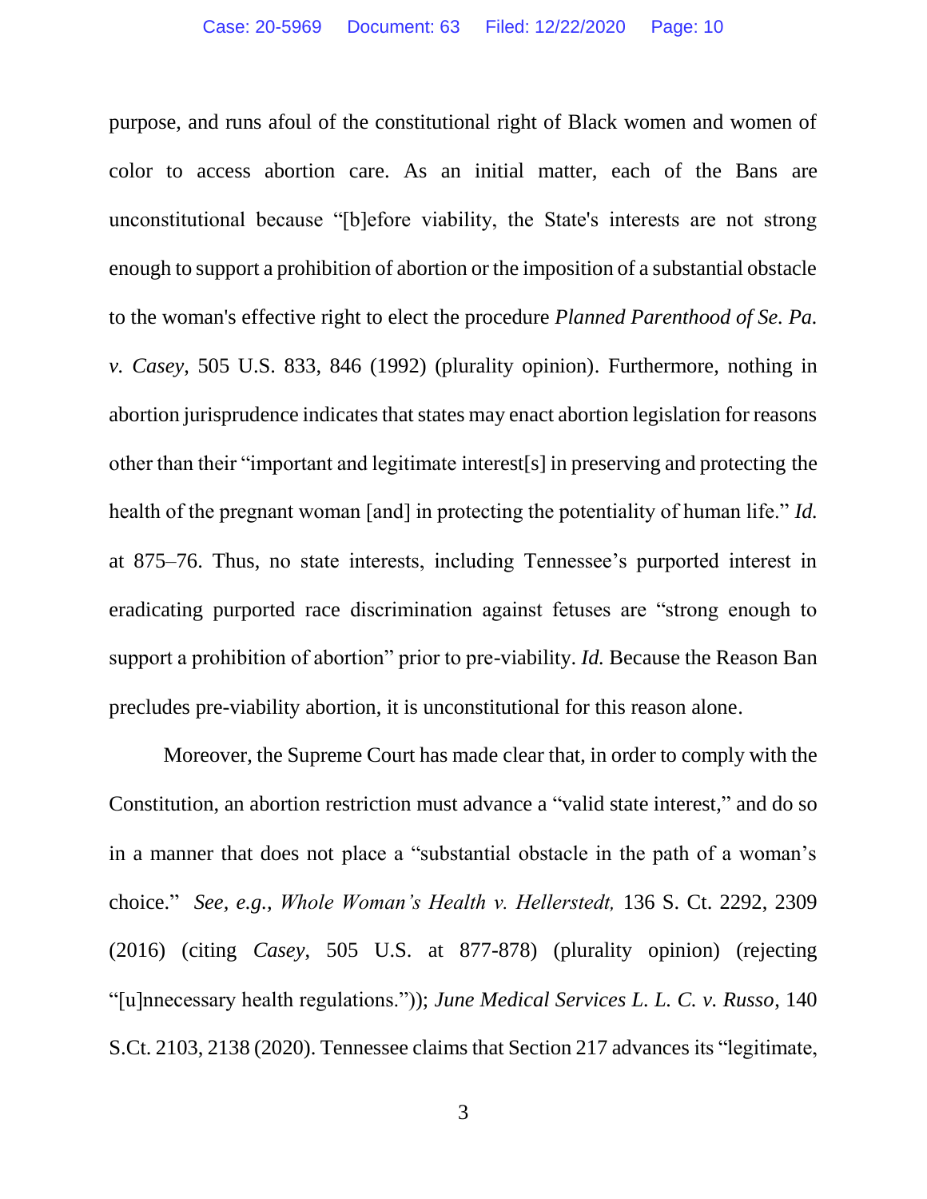purpose, and runs afoul of the constitutional right of Black women and women of color to access abortion care. As an initial matter, each of the Bans are unconstitutional because "[b]efore viability, the State's interests are not strong enough to support a prohibition of abortion or the imposition of a substantial obstacle to the woman's effective right to elect the procedure *Planned Parenthood of Se. Pa. v. Casey*, 505 U.S. 833, 846 (1992) (plurality opinion). Furthermore, nothing in abortion jurisprudence indicates that states may enact abortion legislation for reasons other than their "important and legitimate interest[s] in preserving and protecting the health of the pregnant woman [and] in protecting the potentiality of human life." *Id.* at 875–76. Thus, no state interests, including Tennessee's purported interest in eradicating purported race discrimination against fetuses are "strong enough to support a prohibition of abortion" prior to pre-viability. *Id.* Because the Reason Ban precludes pre-viability abortion, it is unconstitutional for this reason alone.

Moreover, the Supreme Court has made clear that, in order to comply with the Constitution, an abortion restriction must advance a "valid state interest," and do so in a manner that does not place a "substantial obstacle in the path of a woman's choice." *See, e.g.*, *Whole Woman's Health v. Hellerstedt,* 136 S. Ct. 2292, 2309 (2016) (citing *Casey*, 505 U.S. at 877-878) (plurality opinion) (rejecting "[u]nnecessary health regulations.")); *June Medical Services L. L. C. v. Russo*, 140 S.Ct. 2103, 2138 (2020). Tennessee claims that Section 217 advances its "legitimate,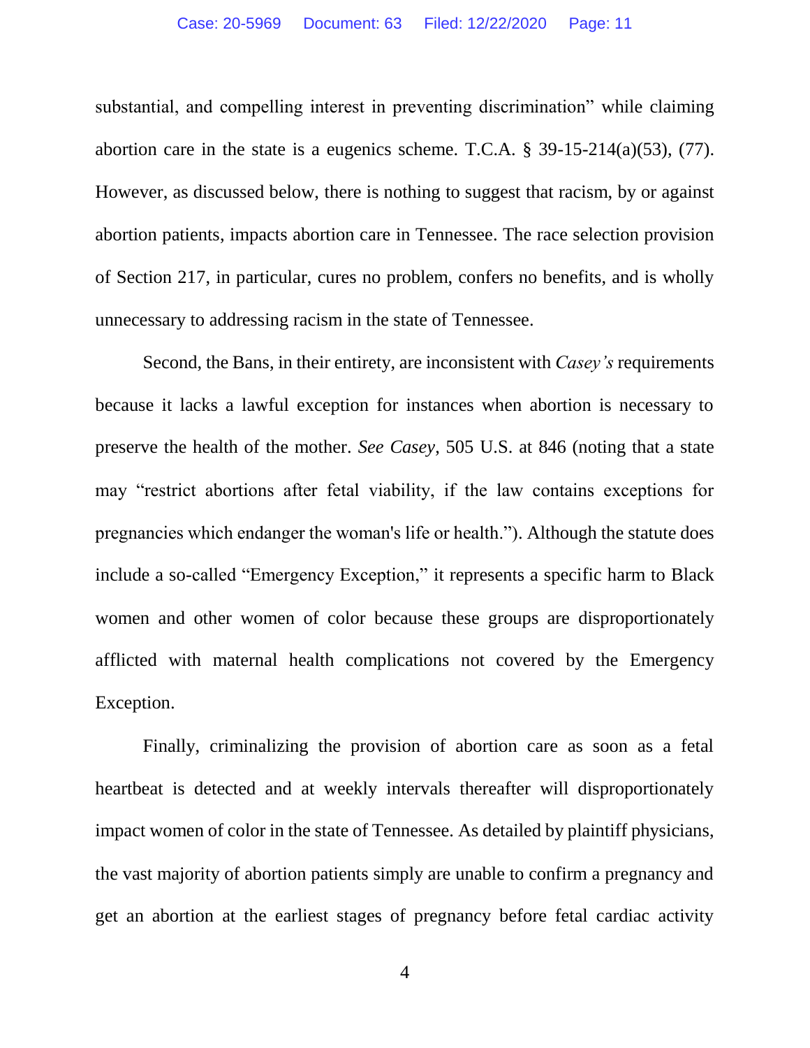substantial, and compelling interest in preventing discrimination" while claiming abortion care in the state is a eugenics scheme. T.C.A. § 39-15-214(a)(53), (77). However, as discussed below, there is nothing to suggest that racism, by or against abortion patients, impacts abortion care in Tennessee. The race selection provision of Section 217, in particular, cures no problem, confers no benefits, and is wholly unnecessary to addressing racism in the state of Tennessee.

Second, the Bans, in their entirety, are inconsistent with *Casey's* requirements because it lacks a lawful exception for instances when abortion is necessary to preserve the health of the mother. *See Casey,* 505 U.S. at 846 (noting that a state may "restrict abortions after fetal viability, if the law contains exceptions for pregnancies which endanger the woman's life or health."). Although the statute does include a so-called "Emergency Exception," it represents a specific harm to Black women and other women of color because these groups are disproportionately afflicted with maternal health complications not covered by the Emergency Exception.

Finally, criminalizing the provision of abortion care as soon as a fetal heartbeat is detected and at weekly intervals thereafter will disproportionately impact women of color in the state of Tennessee. As detailed by plaintiff physicians, the vast majority of abortion patients simply are unable to confirm a pregnancy and get an abortion at the earliest stages of pregnancy before fetal cardiac activity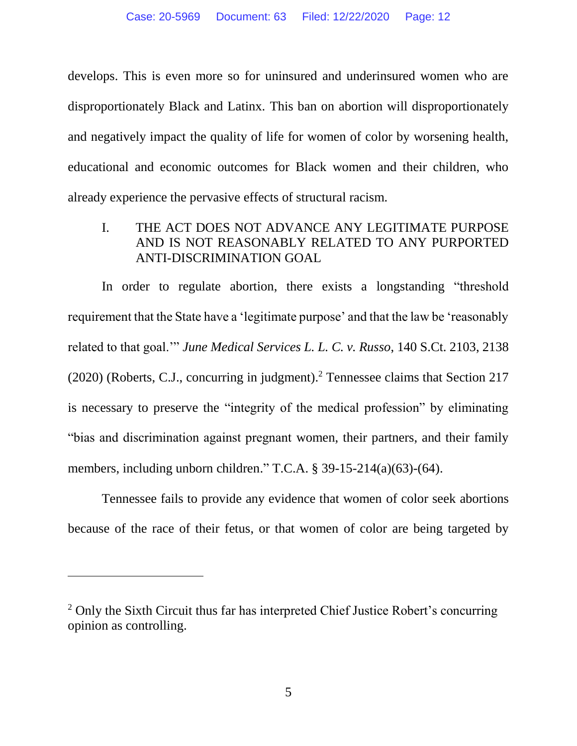develops. This is even more so for uninsured and underinsured women who are disproportionately Black and Latinx. This ban on abortion will disproportionately and negatively impact the quality of life for women of color by worsening health, educational and economic outcomes for Black women and their children, who already experience the pervasive effects of structural racism.

## I. THE ACT DOES NOT ADVANCE ANY LEGITIMATE PURPOSE AND IS NOT REASONABLY RELATED TO ANY PURPORTED ANTI-DISCRIMINATION GOAL

In order to regulate abortion, there exists a longstanding "threshold requirement that the State have a 'legitimate purpose' and that the law be 'reasonably related to that goal.'" *June Medical Services L. L. C. v. Russo*, 140 S.Ct. 2103, 2138 (2020) (Roberts, C.J., concurring in judgment).[2] Tennessee claims that Section 217 is necessary to preserve the "integrity of the medical profession" by eliminating "bias and discrimination against pregnant women, their partners, and their family members, including unborn children." T.C.A. § 39-15-214(a)(63)-(64).

Tennessee fails to provide any evidence that women of color seek abortions because of the race of their fetus, or that women of color are being targeted by

---

[2] Only the Sixth Circuit thus far has interpreted Chief Justice Robert's concurring opinion as controlling.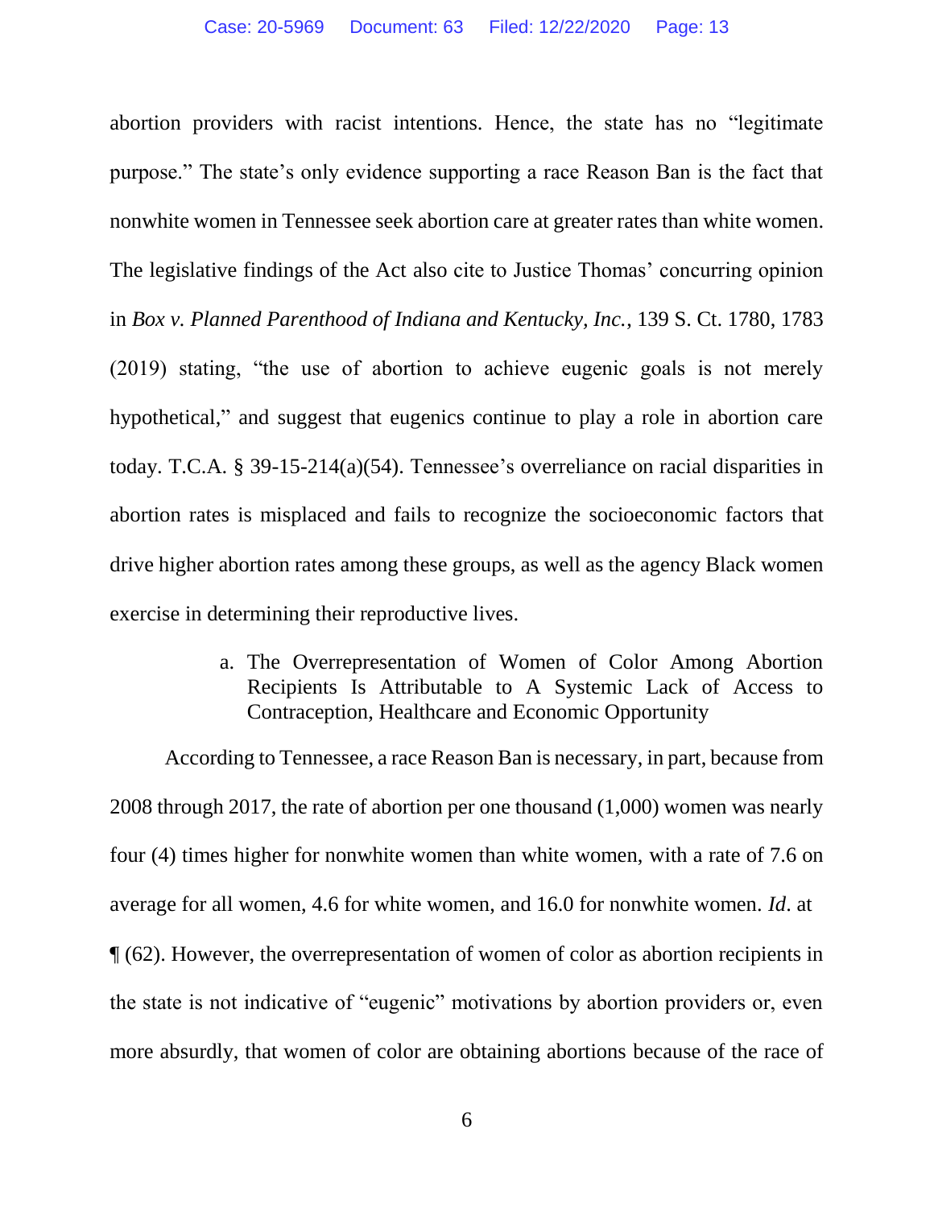abortion providers with racist intentions. Hence, the state has no "legitimate purpose." The state's only evidence supporting a race Reason Ban is the fact that nonwhite women in Tennessee seek abortion care at greater rates than white women. The legislative findings of the Act also cite to Justice Thomas' concurring opinion in *Box v. Planned Parenthood of Indiana and Kentucky, Inc.*, 139 S. Ct. 1780, 1783 (2019) stating, "the use of abortion to achieve eugenic goals is not merely hypothetical," and suggest that eugenics continue to play a role in abortion care today. T.C.A. § 39-15-214(a)(54). Tennessee's overreliance on racial disparities in abortion rates is misplaced and fails to recognize the socioeconomic factors that drive higher abortion rates among these groups, as well as the agency Black women exercise in determining their reproductive lives.

a. The Overrepresentation of Women of Color Among Abortion Recipients Is Attributable to A Systemic Lack of Access to Contraception, Healthcare and Economic Opportunity

According to Tennessee, a race Reason Ban is necessary, in part, because from 2008 through 2017, the rate of abortion per one thousand (1,000) women was nearly four (4) times higher for nonwhite women than white women, with a rate of 7.6 on average for all women, 4.6 for white women, and 16.0 for nonwhite women. *Id*. at ¶ (62). However, the overrepresentation of women of color as abortion recipients in the state is not indicative of "eugenic" motivations by abortion providers or, even more absurdly, that women of color are obtaining abortions because of the race of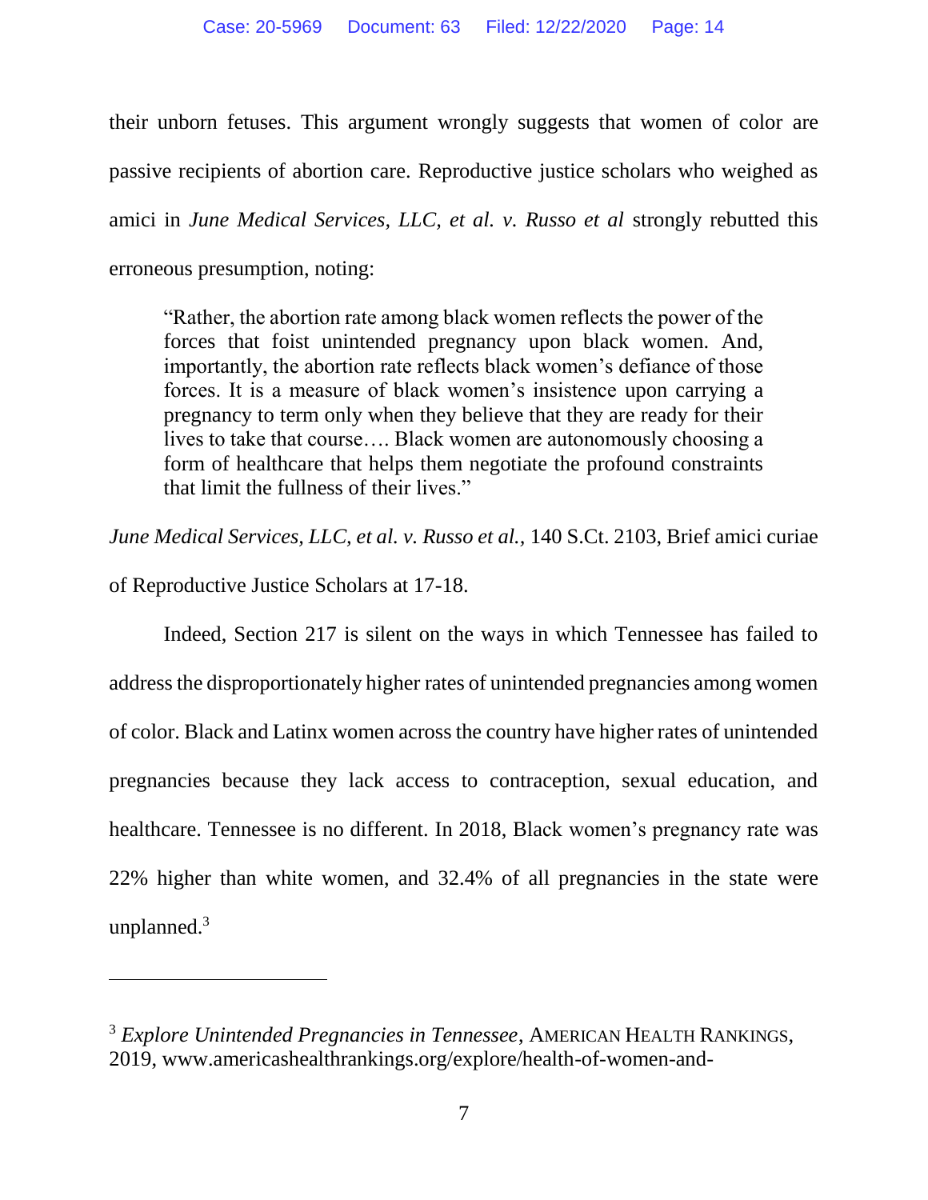their unborn fetuses. This argument wrongly suggests that women of color are passive recipients of abortion care. Reproductive justice scholars who weighed as amici in *June Medical Services, LLC, et al. v. Russo et al* strongly rebutted this erroneous presumption, noting:

> "Rather, the abortion rate among black women reflects the power of the forces that foist unintended pregnancy upon black women. And, importantly, the abortion rate reflects black women's defiance of those forces. It is a measure of black women's insistence upon carrying a pregnancy to term only when they believe that they are ready for their lives to take that course…. Black women are autonomously choosing a form of healthcare that helps them negotiate the profound constraints that limit the fullness of their lives."

*June Medical Services, LLC, et al. v. Russo et al.*, 140 S.Ct. 2103, Brief amici curiae of Reproductive Justice Scholars at 17-18.

Indeed, Section 217 is silent on the ways in which Tennessee has failed to address the disproportionately higher rates of unintended pregnancies among women of color. Black and Latinx women across the country have higher rates of unintended pregnancies because they lack access to contraception, sexual education, and healthcare. Tennessee is no different. In 2018, Black women's pregnancy rate was 22% higher than white women, and 32.4% of all pregnancies in the state were unplanned.[3]

---

[3] *Explore Unintended Pregnancies in Tennessee*, AMERICAN HEALTH RANKINGS, 2019, www.americashealthrankings.org/explore/health-of-women-and-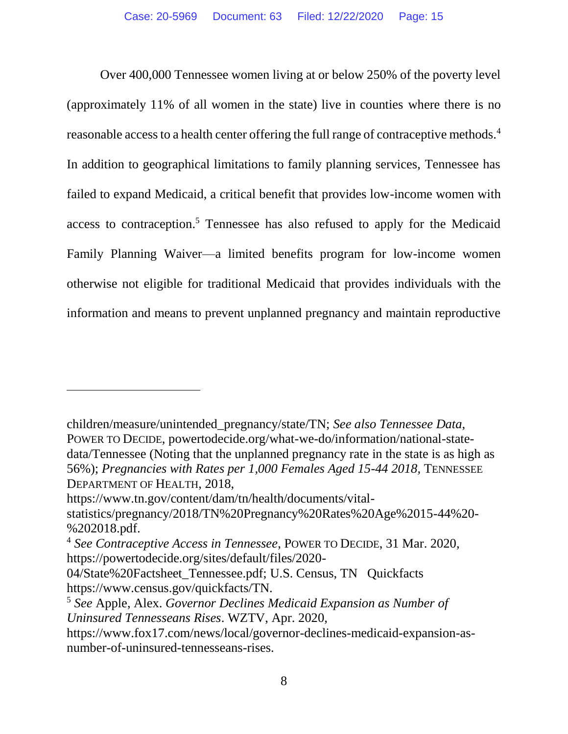Over 400,000 Tennessee women living at or below 250% of the poverty level (approximately 11% of all women in the state) live in counties where there is no reasonable access to a health center offering the full range of contraceptive methods.[4] In addition to geographical limitations to family planning services, Tennessee has failed to expand Medicaid, a critical benefit that provides low-income women with access to contraception.[5] Tennessee has also refused to apply for the Medicaid Family Planning Waiver—a limited benefits program for low-income women otherwise not eligible for traditional Medicaid that provides individuals with the information and means to prevent unplanned pregnancy and maintain reproductive

---

children/measure/unintended_pregnancy/state/TN; *See also Tennessee Data*, POWER TO DECIDE, powertodecide.org/what-we-do/information/national-state-data/Tennessee (Noting that the unplanned pregnancy rate in the state is as high as 56%); *Pregnancies with Rates per 1,000 Females Aged 15-44 2018*, TENNESSEE DEPARTMENT OF HEALTH, 2018, https://www.tn.gov/content/dam/tn/health/documents/vital-statistics/pregnancy/2018/TN%20Pregnancy%20Rates%20Age%2015-44%20-%202018.pdf.

[4] *See Contraceptive Access in Tennessee*, POWER TO DECIDE, 31 Mar. 2020, https://powertodecide.org/sites/default/files/2020-04/State%20Factsheet_Tennessee.pdf; U.S. Census, TN Quickfacts https://www.census.gov/quickfacts/TN.

[5] *See* Apple, Alex. *Governor Declines Medicaid Expansion as Number of Uninsured Tennesseans Rises*. WZTV, Apr. 2020, https://www.fox17.com/news/local/governor-declines-medicaid-expansion-as-number-of-uninsured-tennesseans-rises.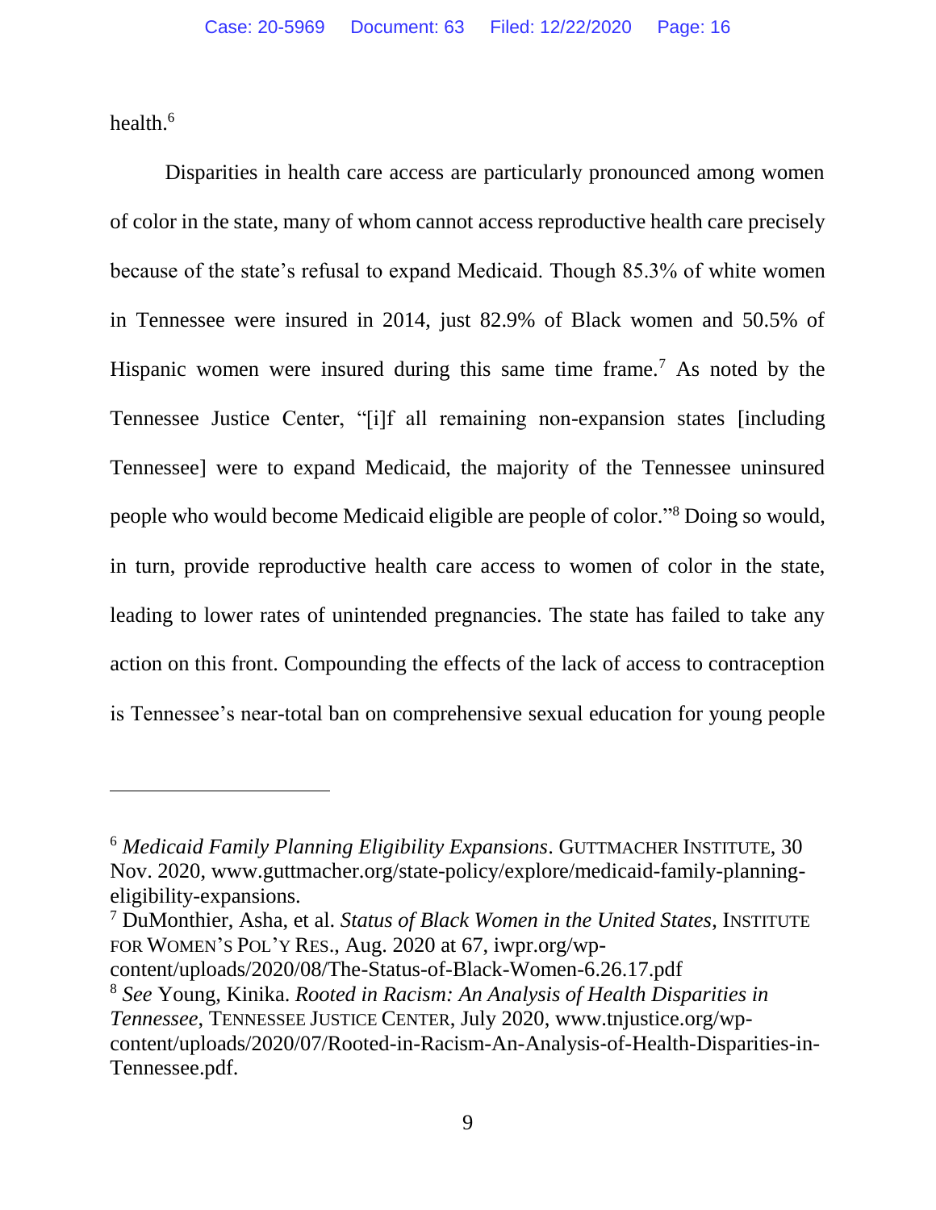health.[6]

Disparities in health care access are particularly pronounced among women of color in the state, many of whom cannot access reproductive health care precisely because of the state's refusal to expand Medicaid. Though 85.3% of white women in Tennessee were insured in 2014, just 82.9% of Black women and 50.5% of Hispanic women were insured during this same time frame.[7] As noted by the Tennessee Justice Center, "[i]f all remaining non-expansion states [including Tennessee] were to expand Medicaid, the majority of the Tennessee uninsured people who would become Medicaid eligible are people of color."[8] Doing so would, in turn, provide reproductive health care access to women of color in the state, leading to lower rates of unintended pregnancies. The state has failed to take any action on this front. Compounding the effects of the lack of access to contraception is Tennessee's near-total ban on comprehensive sexual education for young people

---

[6] *Medicaid Family Planning Eligibility Expansions*. GUTTMACHER INSTITUTE, 30 Nov. 2020, www.guttmacher.org/state-policy/explore/medicaid-family-planning-eligibility-expansions.

[7] DuMonthier, Asha, et al. *Status of Black Women in the United States*, INSTITUTE FOR WOMEN'S POL'Y RES., Aug. 2020 at 67, iwpr.org/wp-content/uploads/2020/08/The-Status-of-Black-Women-6.26.17.pdf

[8] *See* Young, Kinika. *Rooted in Racism: An Analysis of Health Disparities in Tennessee*, TENNESSEE JUSTICE CENTER, July 2020, www.tnjustice.org/wp-content/uploads/2020/07/Rooted-in-Racism-An-Analysis-of-Health-Disparities-in-Tennessee.pdf.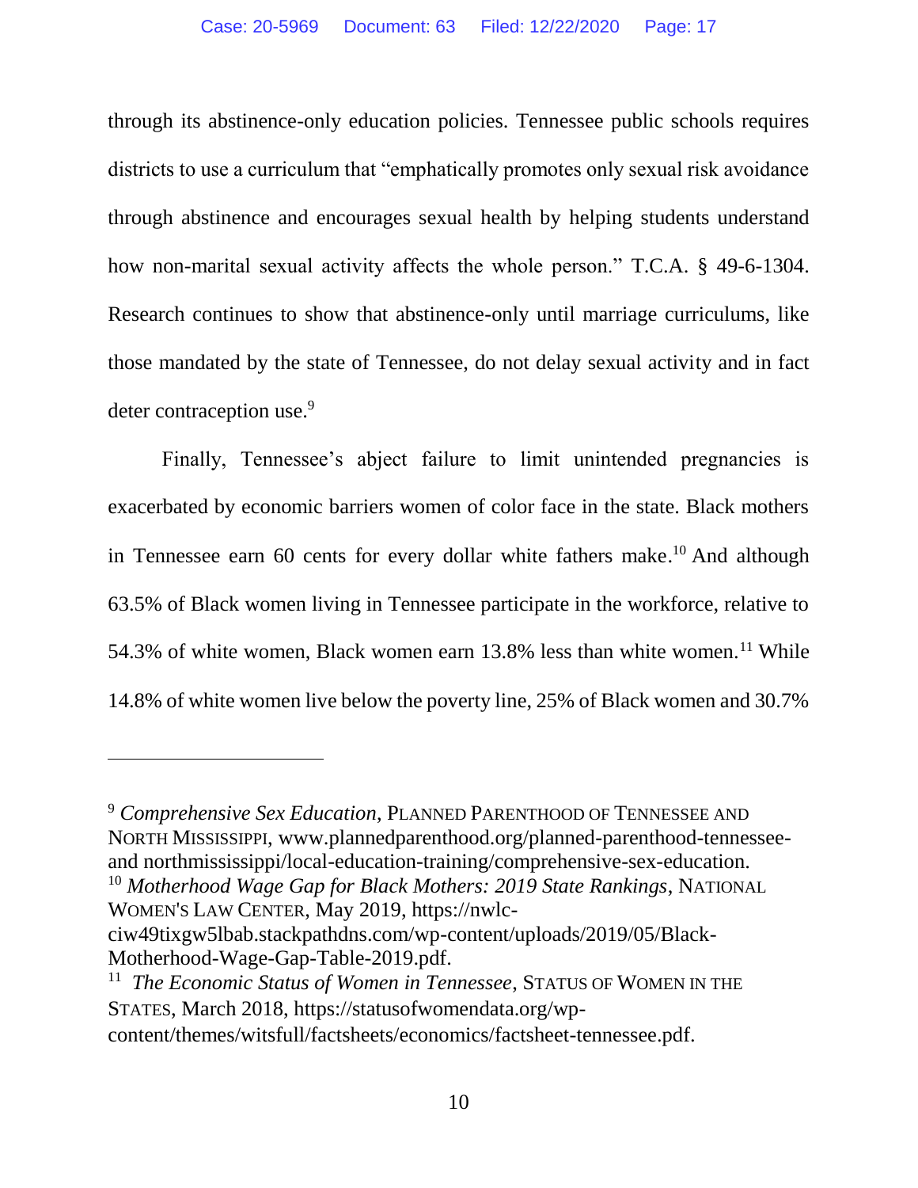through its abstinence-only education policies. Tennessee public schools requires districts to use a curriculum that "emphatically promotes only sexual risk avoidance through abstinence and encourages sexual health by helping students understand how non-marital sexual activity affects the whole person." T.C.A. § 49-6-1304. Research continues to show that abstinence-only until marriage curriculums, like those mandated by the state of Tennessee, do not delay sexual activity and in fact deter contraception use.[9]

Finally, Tennessee's abject failure to limit unintended pregnancies is exacerbated by economic barriers women of color face in the state. Black mothers in Tennessee earn 60 cents for every dollar white fathers make.[10] And although 63.5% of Black women living in Tennessee participate in the workforce, relative to 54.3% of white women, Black women earn 13.8% less than white women.[11] While 14.8% of white women live below the poverty line, 25% of Black women and 30.7%

---

[9] *Comprehensive Sex Education*, PLANNED PARENTHOOD OF TENNESSEE AND NORTH MISSISSIPPI, www.plannedparenthood.org/planned-parenthood-tennessee-and northmississippi/local-education-training/comprehensive-sex-education.

[10] *Motherhood Wage Gap for Black Mothers: 2019 State Rankings*, NATIONAL WOMEN'S LAW CENTER, May 2019, https://nwlc-ciw49tixgw5lbab.stackpathdns.com/wp-content/uploads/2019/05/Black-Motherhood-Wage-Gap-Table-2019.pdf.

[11] *The Economic Status of Women in Tennessee*, STATUS OF WOMEN IN THE STATES, March 2018, https://statusofwomendata.org/wp-content/themes/witsfull/factsheets/economics/factsheet-tennessee.pdf.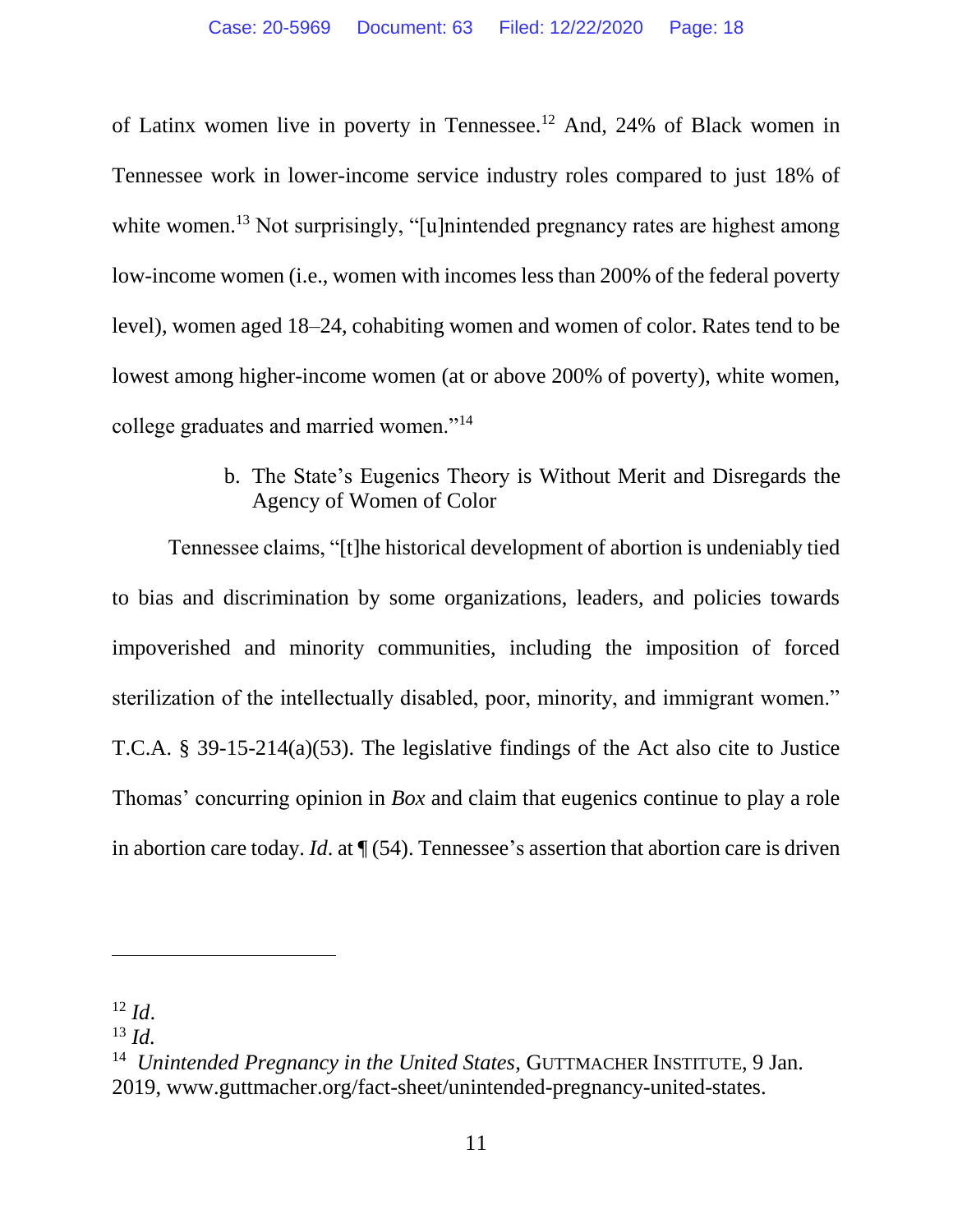of Latinx women live in poverty in Tennessee.[12] And, 24% of Black women in Tennessee work in lower-income service industry roles compared to just 18% of white women.[13] Not surprisingly, "[u]nintended pregnancy rates are highest among low-income women (i.e., women with incomes less than 200% of the federal poverty level), women aged 18–24, cohabiting women and women of color. Rates tend to be lowest among higher-income women (at or above 200% of poverty), white women, college graduates and married women."[14]

### b. The State's Eugenics Theory is Without Merit and Disregards the Agency of Women of Color

Tennessee claims, "[t]he historical development of abortion is undeniably tied to bias and discrimination by some organizations, leaders, and policies towards impoverished and minority communities, including the imposition of forced sterilization of the intellectually disabled, poor, minority, and immigrant women." T.C.A. § 39-15-214(a)(53). The legislative findings of the Act also cite to Justice Thomas' concurring opinion in *Box* and claim that eugenics continue to play a role in abortion care today. *Id*. at ¶ (54). Tennessee's assertion that abortion care is driven

---

[12] *Id*.

[13] *Id.*

[14] *Unintended Pregnancy in the United States*, GUTTMACHER INSTITUTE, 9 Jan. 2019, www.guttmacher.org/fact-sheet/unintended-pregnancy-united-states.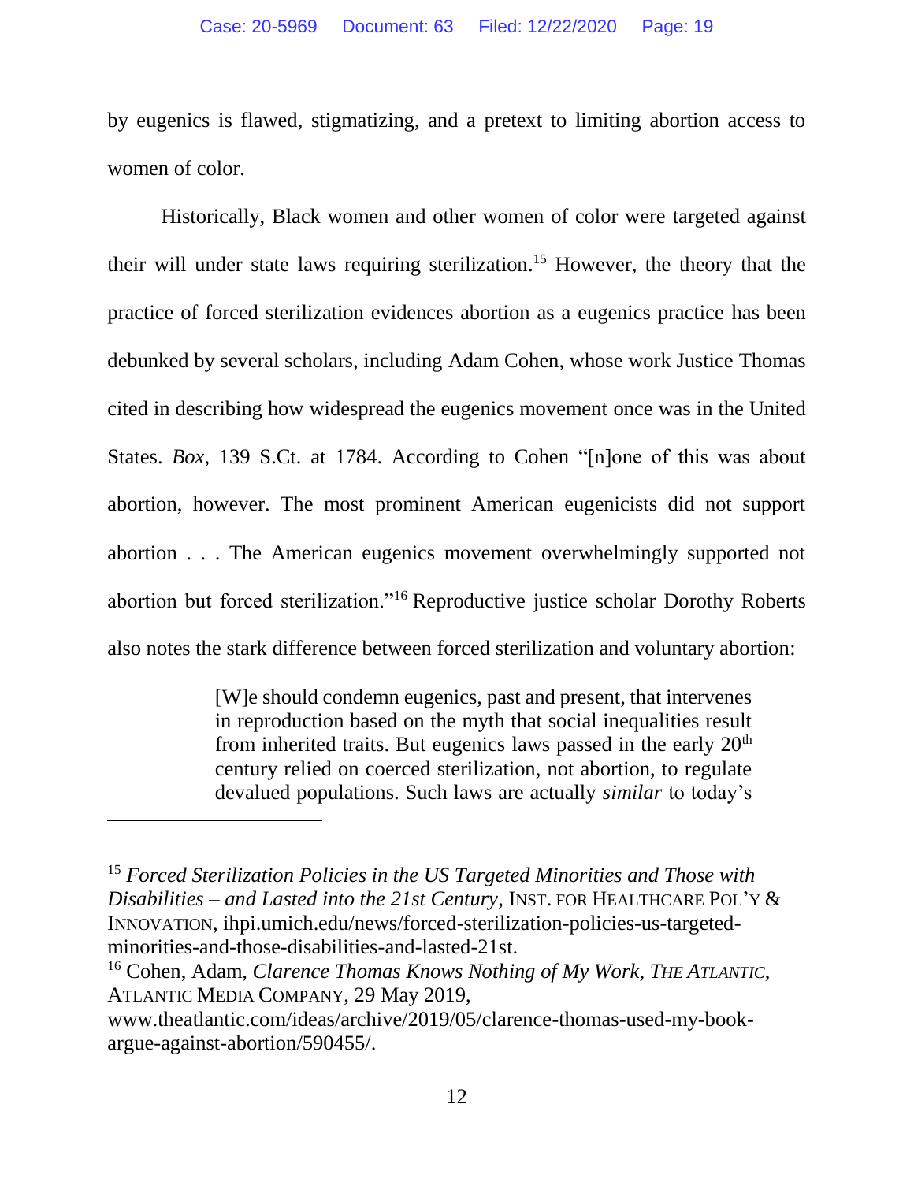by eugenics is flawed, stigmatizing, and a pretext to limiting abortion access to women of color.

Historically, Black women and other women of color were targeted against their will under state laws requiring sterilization.[15] However, the theory that the practice of forced sterilization evidences abortion as a eugenics practice has been debunked by several scholars, including Adam Cohen, whose work Justice Thomas cited in describing how widespread the eugenics movement once was in the United States. *Box*, 139 S.Ct. at 1784. According to Cohen "[n]one of this was about abortion, however. The most prominent American eugenicists did not support abortion . . . The American eugenics movement overwhelmingly supported not abortion but forced sterilization."[16] Reproductive justice scholar Dorothy Roberts also notes the stark difference between forced sterilization and voluntary abortion:

> [W]e should condemn eugenics, past and present, that intervenes in reproduction based on the myth that social inequalities result from inherited traits. But eugenics laws passed in the early 20th century relied on coerced sterilization, not abortion, to regulate devalued populations. Such laws are actually *similar* to today's

---

[15] *Forced Sterilization Policies in the US Targeted Minorities and Those with Disabilities – and Lasted into the 21st Century*, INST. FOR HEALTHCARE POL'Y & INNOVATION, ihpi.umich.edu/news/forced-sterilization-policies-us-targeted-minorities-and-those-disabilities-and-lasted-21st.

[16] Cohen, Adam, *Clarence Thomas Knows Nothing of My Work*, *THE ATLANTIC*, ATLANTIC MEDIA COMPANY, 29 May 2019, www.theatlantic.com/ideas/archive/2019/05/clarence-thomas-used-my-book-argue-against-abortion/590455/.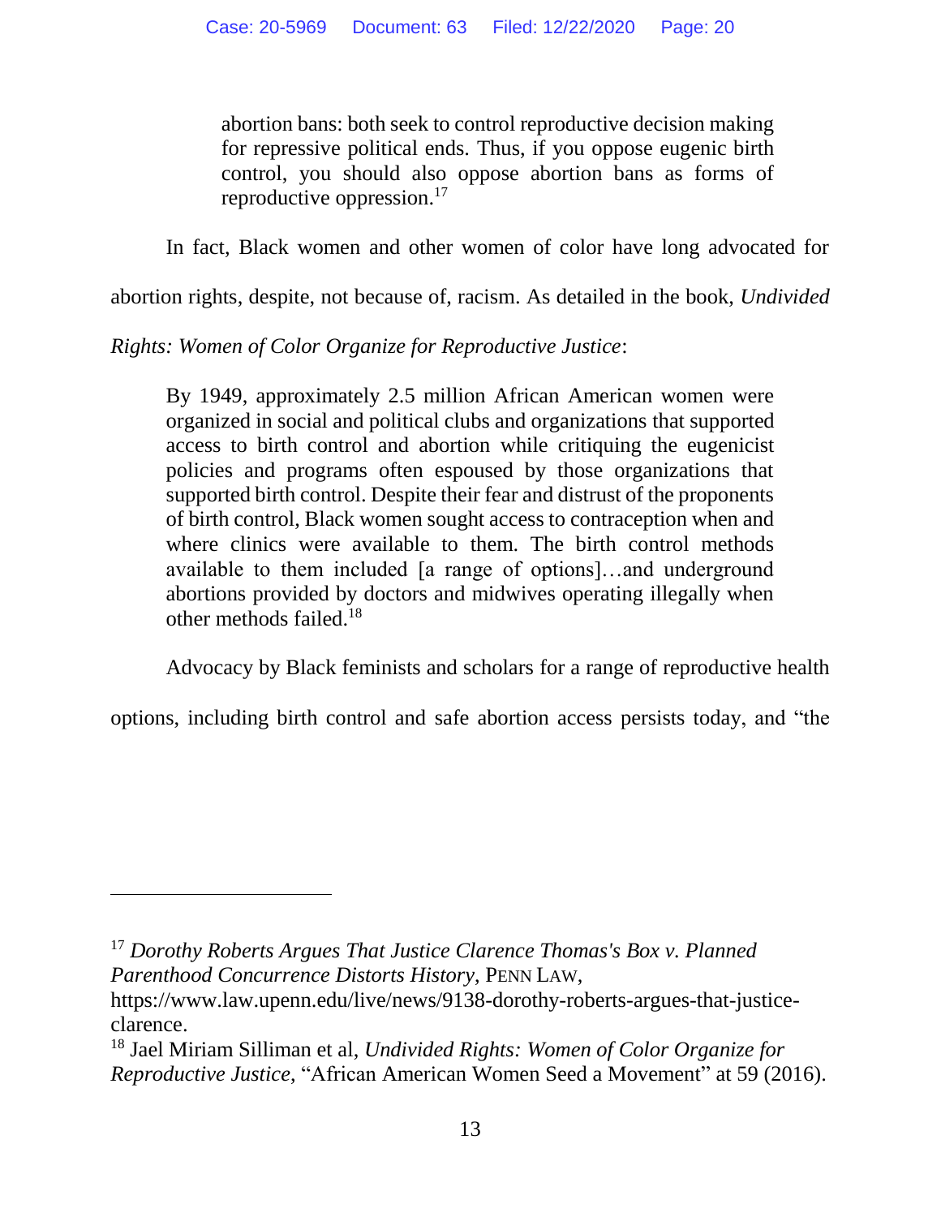> abortion bans: both seek to control reproductive decision making for repressive political ends. Thus, if you oppose eugenic birth control, you should also oppose abortion bans as forms of reproductive oppression.[17]

In fact, Black women and other women of color have long advocated for abortion rights, despite, not because of, racism. As detailed in the book, *Undivided Rights: Women of Color Organize for Reproductive Justice*:

> By 1949, approximately 2.5 million African American women were organized in social and political clubs and organizations that supported access to birth control and abortion while critiquing the eugenicist policies and programs often espoused by those organizations that supported birth control. Despite their fear and distrust of the proponents of birth control, Black women sought access to contraception when and where clinics were available to them. The birth control methods available to them included [a range of options]…and underground abortions provided by doctors and midwives operating illegally when other methods failed.[18]

Advocacy by Black feminists and scholars for a range of reproductive health options, including birth control and safe abortion access persists today, and "the

---

[17] *Dorothy Roberts Argues That Justice Clarence Thomas's Box v. Planned Parenthood Concurrence Distorts History*, PENN LAW, https://www.law.upenn.edu/live/news/9138-dorothy-roberts-argues-that-justice-clarence.

[18] Jael Miriam Silliman et al, *Undivided Rights: Women of Color Organize for Reproductive Justice*, "African American Women Seed a Movement" at 59 (2016).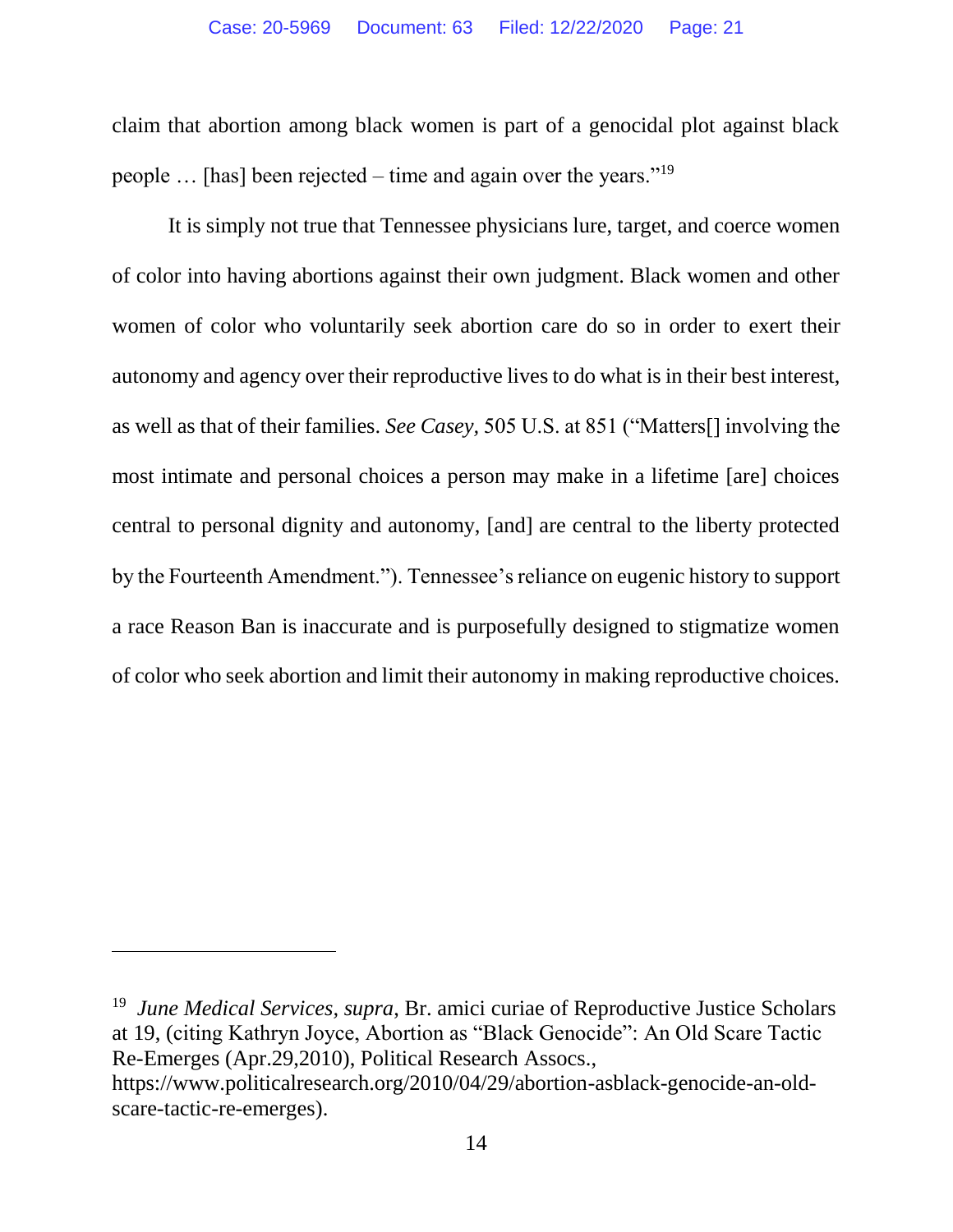claim that abortion among black women is part of a genocidal plot against black people … [has] been rejected – time and again over the years."[19]

It is simply not true that Tennessee physicians lure, target, and coerce women of color into having abortions against their own judgment. Black women and other women of color who voluntarily seek abortion care do so in order to exert their autonomy and agency over their reproductive lives to do what is in their best interest, as well as that of their families. *See Casey*, 505 U.S. at 851 ("Matters[] involving the most intimate and personal choices a person may make in a lifetime [are] choices central to personal dignity and autonomy, [and] are central to the liberty protected by the Fourteenth Amendment."). Tennessee's reliance on eugenic history to support a race Reason Ban is inaccurate and is purposefully designed to stigmatize women of color who seek abortion and limit their autonomy in making reproductive choices.

---

[19] *June Medical Services*, *supra*, Br. amici curiae of Reproductive Justice Scholars at 19, (citing Kathryn Joyce, Abortion as "Black Genocide": An Old Scare Tactic Re-Emerges (Apr.29,2010), Political Research Assocs., https://www.politicalresearch.org/2010/04/29/abortion-asblack-genocide-an-old-scare-tactic-re-emerges).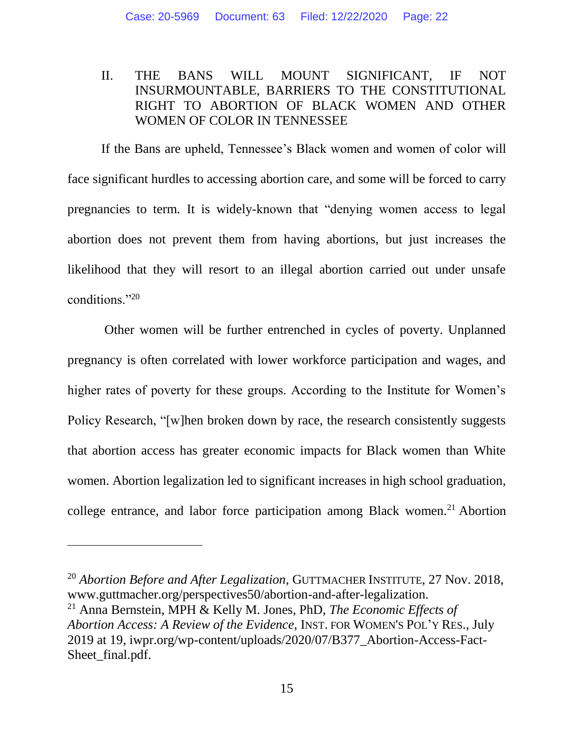## II. THE BANS WILL MOUNT SIGNIFICANT, IF NOT INSURMOUNTABLE, BARRIERS TO THE CONSTITUTIONAL RIGHT TO ABORTION OF BLACK WOMEN AND OTHER WOMEN OF COLOR IN TENNESSEE

If the Bans are upheld, Tennessee's Black women and women of color will face significant hurdles to accessing abortion care, and some will be forced to carry pregnancies to term. It is widely-known that "denying women access to legal abortion does not prevent them from having abortions, but just increases the likelihood that they will resort to an illegal abortion carried out under unsafe conditions."[20]

Other women will be further entrenched in cycles of poverty. Unplanned pregnancy is often correlated with lower workforce participation and wages, and higher rates of poverty for these groups. According to the Institute for Women's Policy Research, "[w]hen broken down by race, the research consistently suggests that abortion access has greater economic impacts for Black women than White women. Abortion legalization led to significant increases in high school graduation, college entrance, and labor force participation among Black women.[21] Abortion

---

[20] *Abortion Before and After Legalization*, GUTTMACHER INSTITUTE, 27 Nov. 2018, www.guttmacher.org/perspectives50/abortion-and-after-legalization.

[21] Anna Bernstein, MPH & Kelly M. Jones, PhD, *The Economic Effects of Abortion Access: A Review of the Evidence*, INST. FOR WOMEN'S POL'Y RES., July 2019 at 19, iwpr.org/wp-content/uploads/2020/07/B377_Abortion-Access-Fact-Sheet_final.pdf.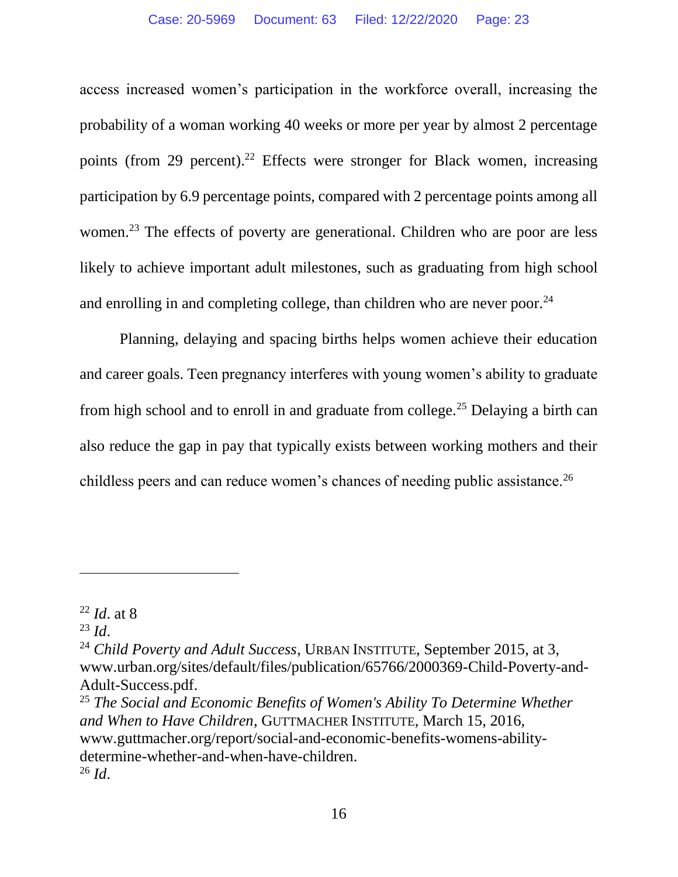access increased women's participation in the workforce overall, increasing the probability of a woman working 40 weeks or more per year by almost 2 percentage points (from 29 percent).[22] Effects were stronger for Black women, increasing participation by 6.9 percentage points, compared with 2 percentage points among all women.[23] The effects of poverty are generational. Children who are poor are less likely to achieve important adult milestones, such as graduating from high school and enrolling in and completing college, than children who are never poor.[24]

Planning, delaying and spacing births helps women achieve their education and career goals. Teen pregnancy interferes with young women's ability to graduate from high school and to enroll in and graduate from college.[25] Delaying a birth can also reduce the gap in pay that typically exists between working mothers and their childless peers and can reduce women's chances of needing public assistance.[26]

---

[22] *Id*. at 8

[23] *Id*.

[24] *Child Poverty and Adult Success*, URBAN INSTITUTE, September 2015, at 3, www.urban.org/sites/default/files/publication/65766/2000369-Child-Poverty-and-Adult-Success.pdf.

[25] *The Social and Economic Benefits of Women's Ability To Determine Whether and When to Have Children*, GUTTMACHER INSTITUTE, March 15, 2016, www.guttmacher.org/report/social-and-economic-benefits-womens-ability-determine-whether-and-when-have-children.

[26] *Id*.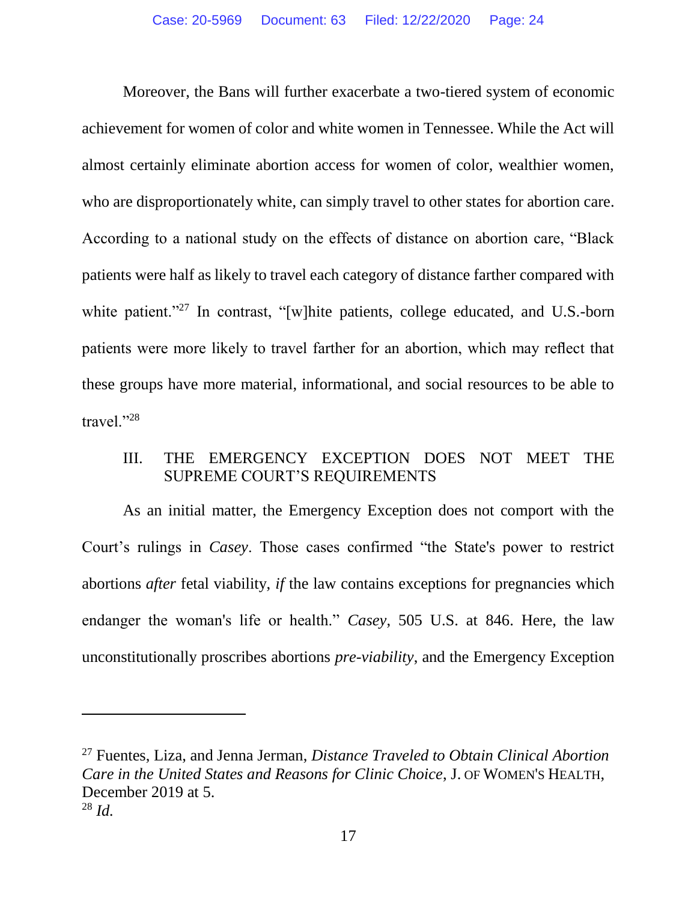Moreover, the Bans will further exacerbate a two-tiered system of economic achievement for women of color and white women in Tennessee. While the Act will almost certainly eliminate abortion access for women of color, wealthier women, who are disproportionately white, can simply travel to other states for abortion care. According to a national study on the effects of distance on abortion care, "Black patients were half as likely to travel each category of distance farther compared with white patient."[27] In contrast, "[w]hite patients, college educated, and U.S.-born patients were more likely to travel farther for an abortion, which may reflect that these groups have more material, informational, and social resources to be able to travel."[28]

## III. THE EMERGENCY EXCEPTION DOES NOT MEET THE SUPREME COURT'S REQUIREMENTS

As an initial matter, the Emergency Exception does not comport with the Court's rulings in *Casey*. Those cases confirmed "the State's power to restrict abortions *after* fetal viability, *if* the law contains exceptions for pregnancies which endanger the woman's life or health." *Casey*, 505 U.S. at 846. Here, the law unconstitutionally proscribes abortions *pre-viability*, and the Emergency Exception

---

[27] Fuentes, Liza, and Jenna Jerman, *Distance Traveled to Obtain Clinical Abortion Care in the United States and Reasons for Clinic Choice*, J. OF WOMEN'S HEALTH, December 2019 at 5.

[28] *Id.*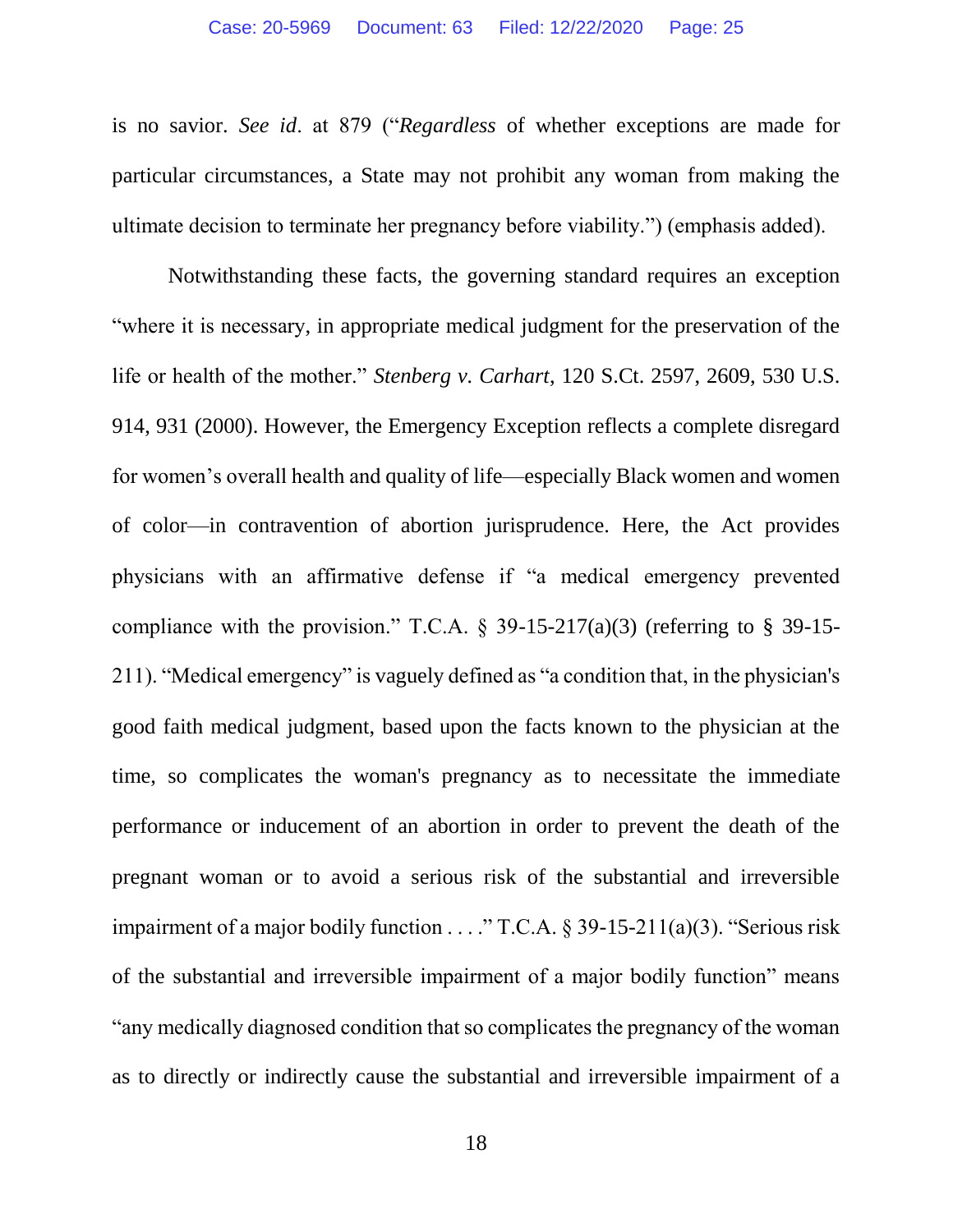is no savior. *See id*. at 879 ("*Regardless* of whether exceptions are made for particular circumstances, a State may not prohibit any woman from making the ultimate decision to terminate her pregnancy before viability.") (emphasis added).

Notwithstanding these facts, the governing standard requires an exception "where it is necessary, in appropriate medical judgment for the preservation of the life or health of the mother." *Stenberg v. Carhart*, 120 S.Ct. 2597, 2609, 530 U.S. 914, 931 (2000). However, the Emergency Exception reflects a complete disregard for women's overall health and quality of life—especially Black women and women of color—in contravention of abortion jurisprudence. Here, the Act provides physicians with an affirmative defense if "a medical emergency prevented compliance with the provision." T.C.A. § 39-15-217(a)(3) (referring to § 39-15-211). "Medical emergency" is vaguely defined as "a condition that, in the physician's good faith medical judgment, based upon the facts known to the physician at the time, so complicates the woman's pregnancy as to necessitate the immediate performance or inducement of an abortion in order to prevent the death of the pregnant woman or to avoid a serious risk of the substantial and irreversible impairment of a major bodily function . . . ." T.C.A. § 39-15-211(a)(3). "Serious risk of the substantial and irreversible impairment of a major bodily function" means "any medically diagnosed condition that so complicates the pregnancy of the woman as to directly or indirectly cause the substantial and irreversible impairment of a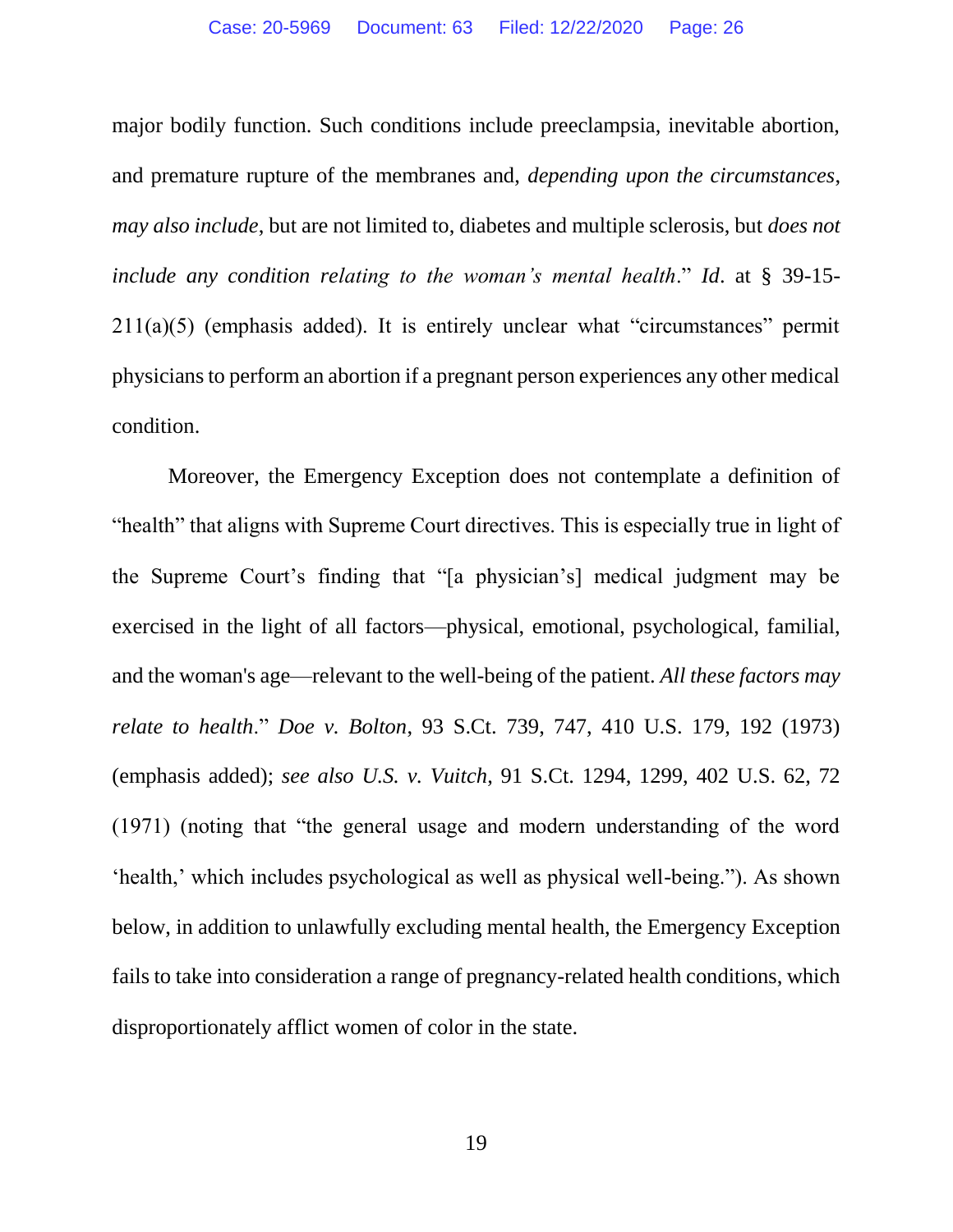major bodily function. Such conditions include preeclampsia, inevitable abortion, and premature rupture of the membranes and, *depending upon the circumstances, may also include*, but are not limited to, diabetes and multiple sclerosis, but *does not include any condition relating to the woman's mental health*." *Id*. at § 39-15-211(a)(5) (emphasis added). It is entirely unclear what "circumstances" permit physicians to perform an abortion if a pregnant person experiences any other medical condition.

Moreover, the Emergency Exception does not contemplate a definition of "health" that aligns with Supreme Court directives. This is especially true in light of the Supreme Court's finding that "[a physician's] medical judgment may be exercised in the light of all factors—physical, emotional, psychological, familial, and the woman's age—relevant to the well-being of the patient. *All these factors may relate to health*." *Doe v. Bolton*, 93 S.Ct. 739, 747, 410 U.S. 179, 192 (1973) (emphasis added); *see also U.S. v. Vuitch*, 91 S.Ct. 1294, 1299, 402 U.S. 62, 72 (1971) (noting that "the general usage and modern understanding of the word 'health,' which includes psychological as well as physical well-being."). As shown below, in addition to unlawfully excluding mental health, the Emergency Exception fails to take into consideration a range of pregnancy-related health conditions, which disproportionately afflict women of color in the state.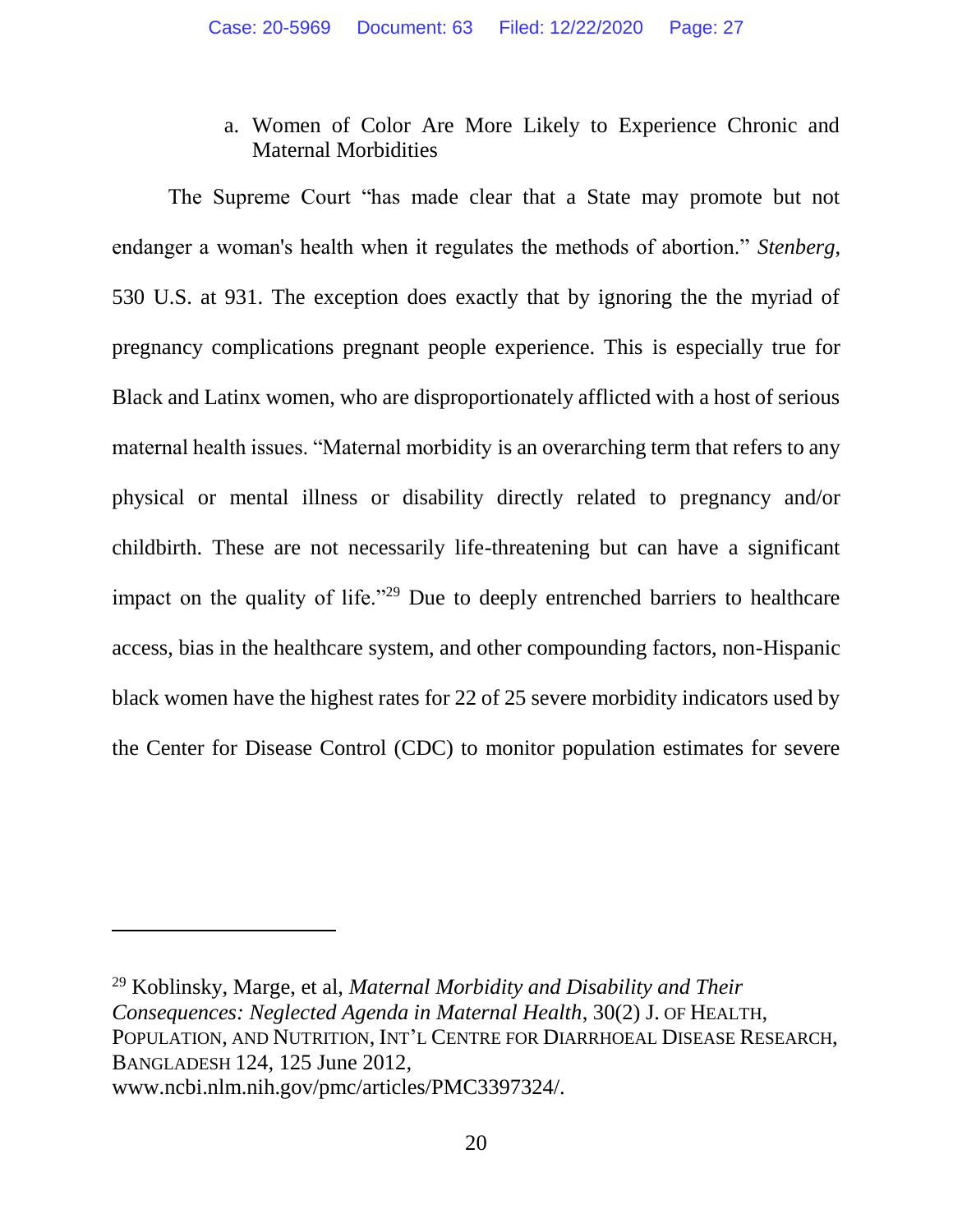a. Women of Color Are More Likely to Experience Chronic and Maternal Morbidities

The Supreme Court "has made clear that a State may promote but not endanger a woman's health when it regulates the methods of abortion." *Stenberg*, 530 U.S. at 931. The exception does exactly that by ignoring the the myriad of pregnancy complications pregnant people experience. This is especially true for Black and Latinx women, who are disproportionately afflicted with a host of serious maternal health issues. "Maternal morbidity is an overarching term that refers to any physical or mental illness or disability directly related to pregnancy and/or childbirth. These are not necessarily life-threatening but can have a significant impact on the quality of life."[29] Due to deeply entrenched barriers to healthcare access, bias in the healthcare system, and other compounding factors, non-Hispanic black women have the highest rates for 22 of 25 severe morbidity indicators used by the Center for Disease Control (CDC) to monitor population estimates for severe

---

[29] Koblinsky, Marge, et al, *Maternal Morbidity and Disability and Their Consequences: Neglected Agenda in Maternal Health*, 30(2) J. OF HEALTH, POPULATION, AND NUTRITION, INT'L CENTRE FOR DIARRHOEAL DISEASE RESEARCH, BANGLADESH 124, 125 June 2012, www.ncbi.nlm.nih.gov/pmc/articles/PMC3397324/.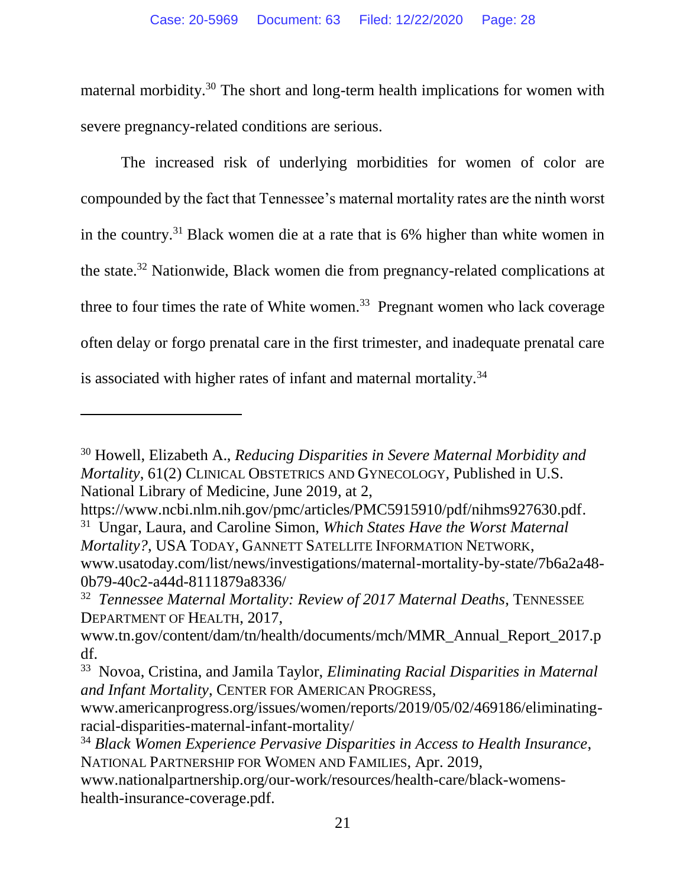maternal morbidity.[30] The short and long-term health implications for women with severe pregnancy-related conditions are serious.

The increased risk of underlying morbidities for women of color are compounded by the fact that Tennessee's maternal mortality rates are the ninth worst in the country.[31] Black women die at a rate that is 6% higher than white women in the state.[32] Nationwide, Black women die from pregnancy-related complications at three to four times the rate of White women.[33] Pregnant women who lack coverage often delay or forgo prenatal care in the first trimester, and inadequate prenatal care is associated with higher rates of infant and maternal mortality.[34]

---

[30] Howell, Elizabeth A., *Reducing Disparities in Severe Maternal Morbidity and Mortality*, 61(2) CLINICAL OBSTETRICS AND GYNECOLOGY, Published in U.S. National Library of Medicine, June 2019, at 2, https://www.ncbi.nlm.nih.gov/pmc/articles/PMC5915910/pdf/nihms927630.pdf.

[31] Ungar, Laura, and Caroline Simon, *Which States Have the Worst Maternal Mortality?*, USA TODAY, GANNETT SATELLITE INFORMATION NETWORK, www.usatoday.com/list/news/investigations/maternal-mortality-by-state/7b6a2a48-0b79-40c2-a44d-8111879a8336/

[32] *Tennessee Maternal Mortality: Review of 2017 Maternal Deaths*, TENNESSEE DEPARTMENT OF HEALTH, 2017, www.tn.gov/content/dam/tn/health/documents/mch/MMR_Annual_Report_2017.pdf.

[33] Novoa, Cristina, and Jamila Taylor, *Eliminating Racial Disparities in Maternal and Infant Mortality*, CENTER FOR AMERICAN PROGRESS, www.americanprogress.org/issues/women/reports/2019/05/02/469186/eliminating-racial-disparities-maternal-infant-mortality/

[34] *Black Women Experience Pervasive Disparities in Access to Health Insurance*, NATIONAL PARTNERSHIP FOR WOMEN AND FAMILIES, Apr. 2019, www.nationalpartnership.org/our-work/resources/health-care/black-womens-health-insurance-coverage.pdf.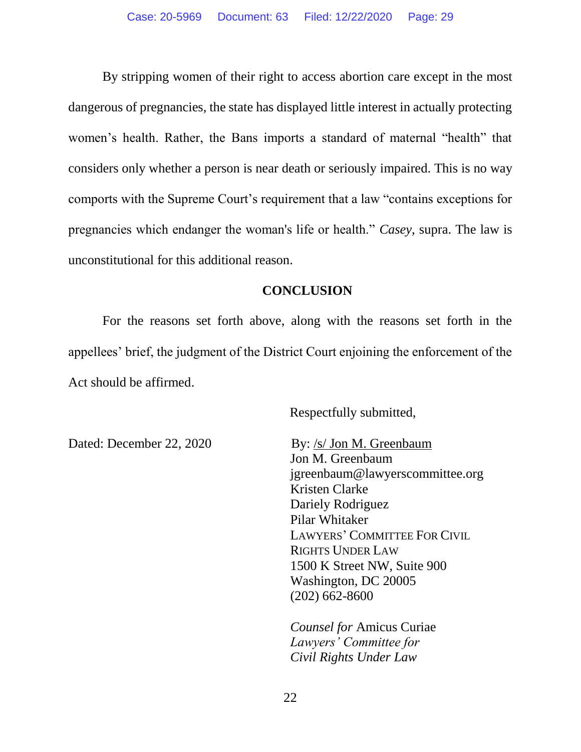By stripping women of their right to access abortion care except in the most dangerous of pregnancies, the state has displayed little interest in actually protecting women's health. Rather, the Bans imports a standard of maternal "health" that considers only whether a person is near death or seriously impaired. This is no way comports with the Supreme Court's requirement that a law "contains exceptions for pregnancies which endanger the woman's life or health." *Casey*, supra. The law is unconstitutional for this additional reason.

## CONCLUSION

For the reasons set forth above, along with the reasons set forth in the appellees' brief, the judgment of the District Court enjoining the enforcement of the Act should be affirmed.

Respectfully submitted,

Dated: December 22, 2020

By: /s/ Jon M. Greenbaum
Jon M. Greenbaum
jgreenbaum@lawyerscommittee.org
Kristen Clarke
Dariely Rodriguez
Pilar Whitaker
LAWYERS' COMMITTEE FOR CIVIL RIGHTS UNDER LAW
1500 K Street NW, Suite 900
Washington, DC 20005
(202) 662-8600

*Counsel for* Amicus Curiae
*Lawyers' Committee for Civil Rights Under Law*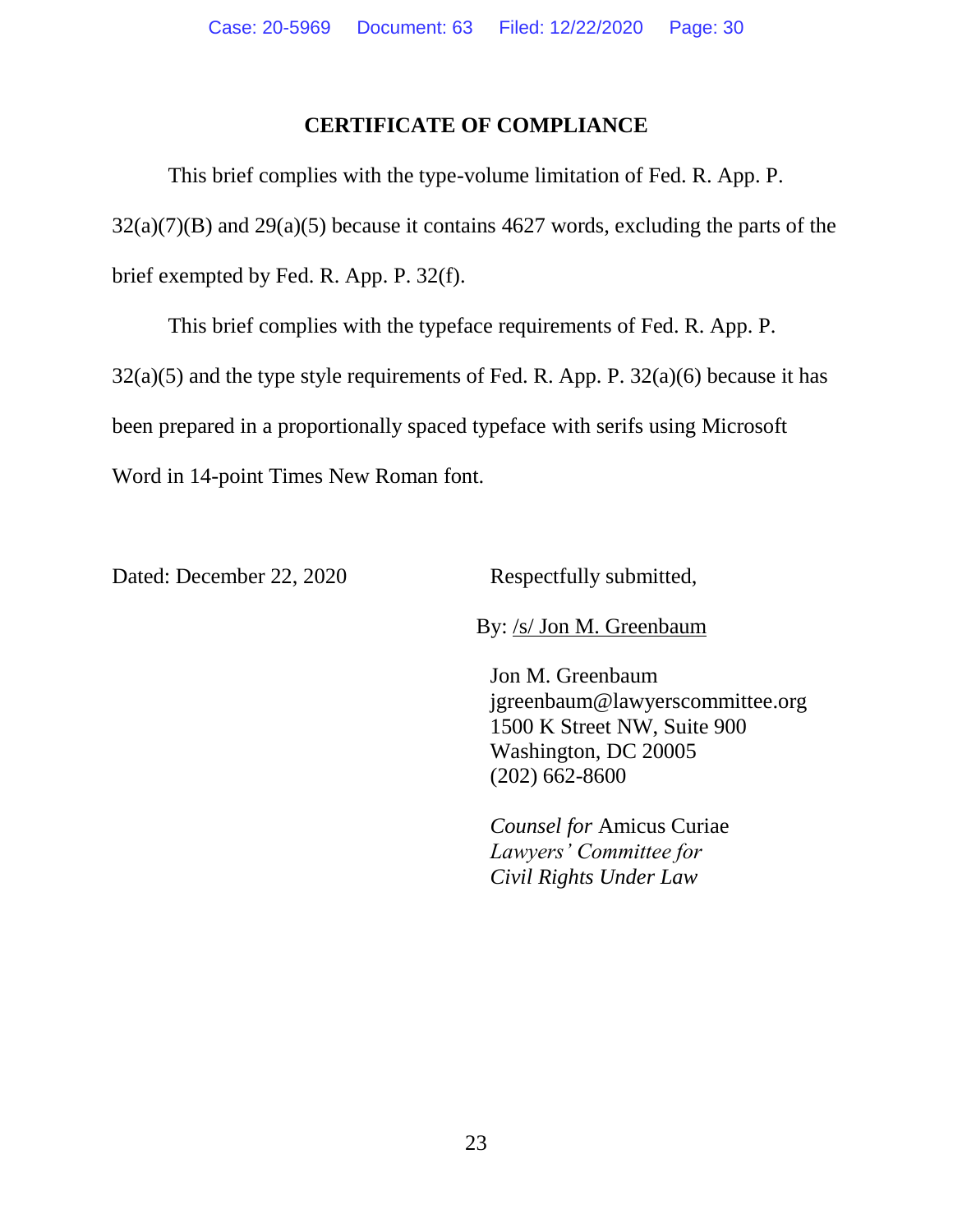## CERTIFICATE OF COMPLIANCE

This brief complies with the type-volume limitation of Fed. R. App. P. 32(a)(7)(B) and 29(a)(5) because it contains 4627 words, excluding the parts of the brief exempted by Fed. R. App. P. 32(f).

This brief complies with the typeface requirements of Fed. R. App. P. 32(a)(5) and the type style requirements of Fed. R. App. P. 32(a)(6) because it has been prepared in a proportionally spaced typeface with serifs using Microsoft Word in 14-point Times New Roman font.

Dated: December 22, 2020

Respectfully submitted,

By: /s/ Jon M. Greenbaum

Jon M. Greenbaum
jgreenbaum@lawyerscommittee.org
1500 K Street NW, Suite 900
Washington, DC 20005
(202) 662-8600

*Counsel for* Amicus Curiae
*Lawyers' Committee for*
*Civil Rights Under Law*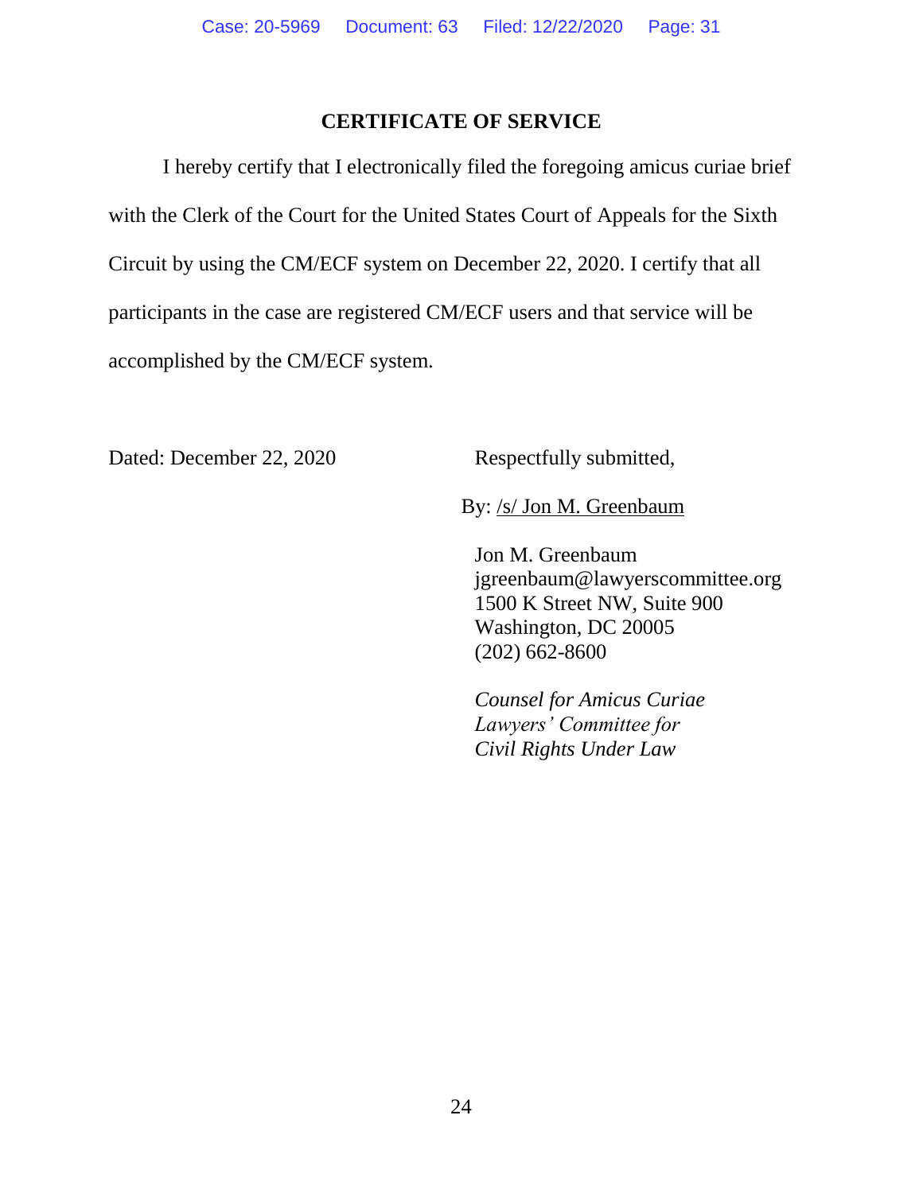## CERTIFICATE OF SERVICE

I hereby certify that I electronically filed the foregoing amicus curiae brief with the Clerk of the Court for the United States Court of Appeals for the Sixth Circuit by using the CM/ECF system on December 22, 2020. I certify that all participants in the case are registered CM/ECF users and that service will be accomplished by the CM/ECF system.

Dated: December 22, 2020

Respectfully submitted,

By: /s/ Jon M. Greenbaum

Jon M. Greenbaum
jgreenbaum@lawyerscommittee.org
1500 K Street NW, Suite 900
Washington, DC 20005
(202) 662-8600

*Counsel for Amicus Curiae Lawyers' Committee for Civil Rights Under Law*